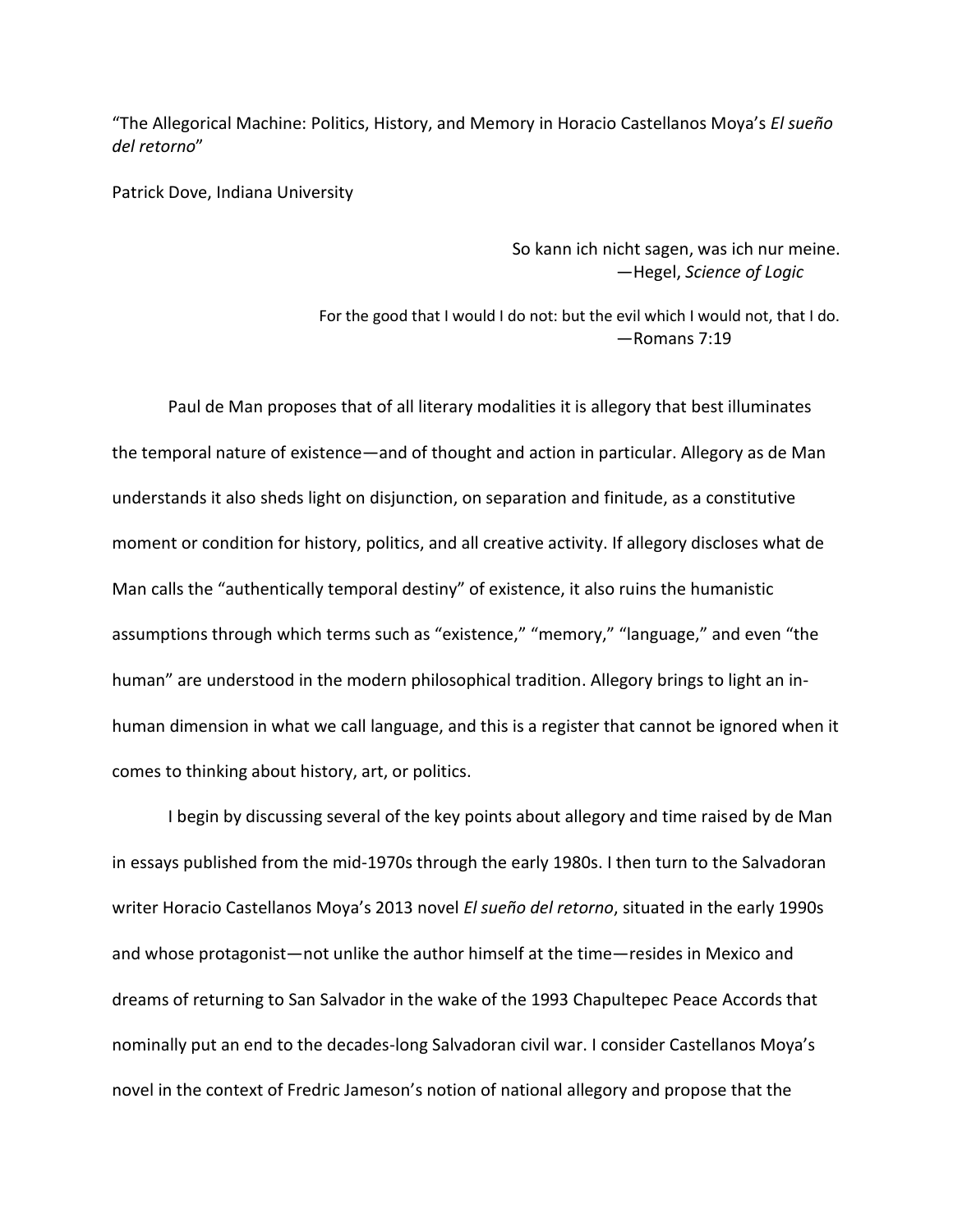"The Allegorical Machine: Politics, History, and Memory in Horacio Castellanos Moya's *El sueño del retorno*"

Patrick Dove, Indiana University

> So kann ich nicht sagen, was ich nur meine.
> —Hegel, *Science of Logic*

> For the good that I would I do not: but the evil which I would not, that I do.
> —Romans 7:19

Paul de Man proposes that of all literary modalities it is allegory that best illuminates the temporal nature of existence—and of thought and action in particular. Allegory as de Man understands it also sheds light on disjunction, on separation and finitude, as a constitutive moment or condition for history, politics, and all creative activity. If allegory discloses what de Man calls the "authentically temporal destiny" of existence, it also ruins the humanistic assumptions through which terms such as "existence," "memory," "language," and even "the human" are understood in the modern philosophical tradition. Allegory brings to light an in-human dimension in what we call language, and this is a register that cannot be ignored when it comes to thinking about history, art, or politics.

I begin by discussing several of the key points about allegory and time raised by de Man in essays published from the mid-1970s through the early 1980s. I then turn to the Salvadoran writer Horacio Castellanos Moya's 2013 novel *El sueño del retorno*, situated in the early 1990s and whose protagonist—not unlike the author himself at the time—resides in Mexico and dreams of returning to San Salvador in the wake of the 1993 Chapultepec Peace Accords that nominally put an end to the decades-long Salvadoran civil war. I consider Castellanos Moya's novel in the context of Fredric Jameson's notion of national allegory and propose that the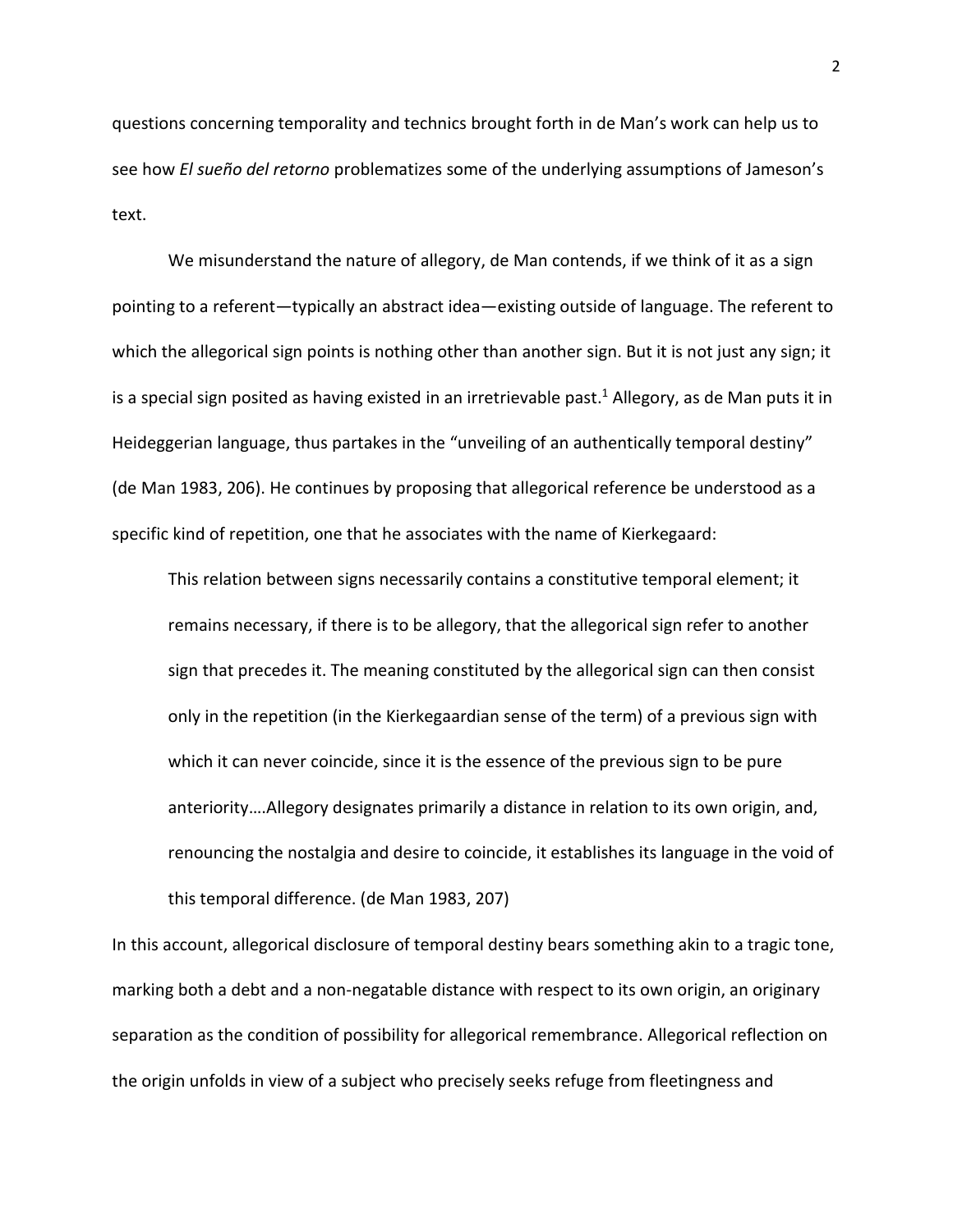questions concerning temporality and technics brought forth in de Man's work can help us to see how *El sueño del retorno* problematizes some of the underlying assumptions of Jameson's text.

We misunderstand the nature of allegory, de Man contends, if we think of it as a sign pointing to a referent—typically an abstract idea—existing outside of language. The referent to which the allegorical sign points is nothing other than another sign. But it is not just any sign; it is a special sign posited as having existed in an irretrievable past.[1] Allegory, as de Man puts it in Heideggerian language, thus partakes in the "unveiling of an authentically temporal destiny" (de Man 1983, 206). He continues by proposing that allegorical reference be understood as a specific kind of repetition, one that he associates with the name of Kierkegaard:

> This relation between signs necessarily contains a constitutive temporal element; it remains necessary, if there is to be allegory, that the allegorical sign refer to another sign that precedes it. The meaning constituted by the allegorical sign can then consist only in the repetition (in the Kierkegaardian sense of the term) of a previous sign with which it can never coincide, since it is the essence of the previous sign to be pure anteriority….Allegory designates primarily a distance in relation to its own origin, and, renouncing the nostalgia and desire to coincide, it establishes its language in the void of this temporal difference. (de Man 1983, 207)

In this account, allegorical disclosure of temporal destiny bears something akin to a tragic tone, marking both a debt and a non-negatable distance with respect to its own origin, an originary separation as the condition of possibility for allegorical remembrance. Allegorical reflection on the origin unfolds in view of a subject who precisely seeks refuge from fleetingness and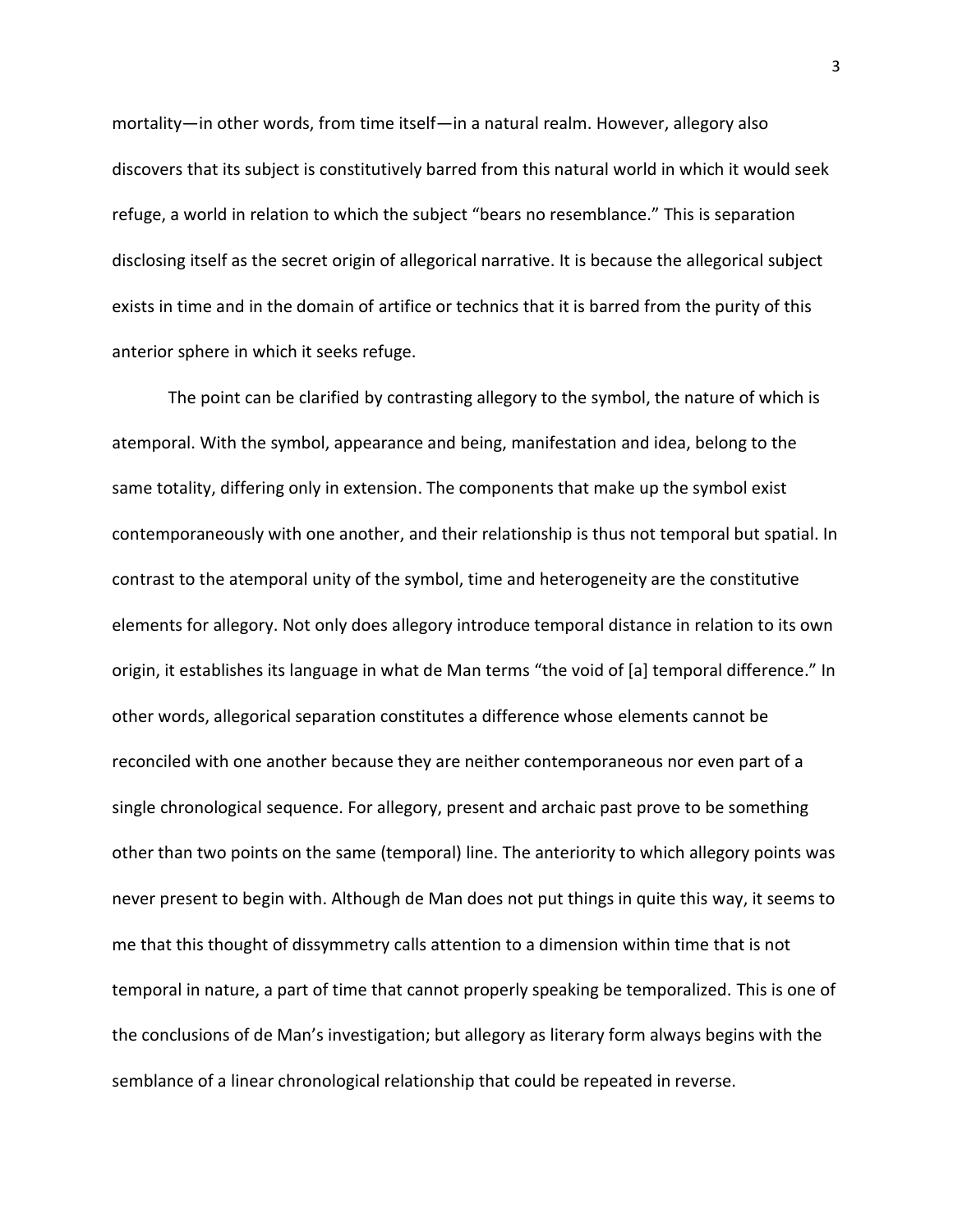mortality—in other words, from time itself—in a natural realm. However, allegory also discovers that its subject is constitutively barred from this natural world in which it would seek refuge, a world in relation to which the subject "bears no resemblance." This is separation disclosing itself as the secret origin of allegorical narrative. It is because the allegorical subject exists in time and in the domain of artifice or technics that it is barred from the purity of this anterior sphere in which it seeks refuge.

The point can be clarified by contrasting allegory to the symbol, the nature of which is atemporal. With the symbol, appearance and being, manifestation and idea, belong to the same totality, differing only in extension. The components that make up the symbol exist contemporaneously with one another, and their relationship is thus not temporal but spatial. In contrast to the atemporal unity of the symbol, time and heterogeneity are the constitutive elements for allegory. Not only does allegory introduce temporal distance in relation to its own origin, it establishes its language in what de Man terms "the void of [a] temporal difference." In other words, allegorical separation constitutes a difference whose elements cannot be reconciled with one another because they are neither contemporaneous nor even part of a single chronological sequence. For allegory, present and archaic past prove to be something other than two points on the same (temporal) line. The anteriority to which allegory points was never present to begin with. Although de Man does not put things in quite this way, it seems to me that this thought of dissymmetry calls attention to a dimension within time that is not temporal in nature, a part of time that cannot properly speaking be temporalized. This is one of the conclusions of de Man's investigation; but allegory as literary form always begins with the semblance of a linear chronological relationship that could be repeated in reverse.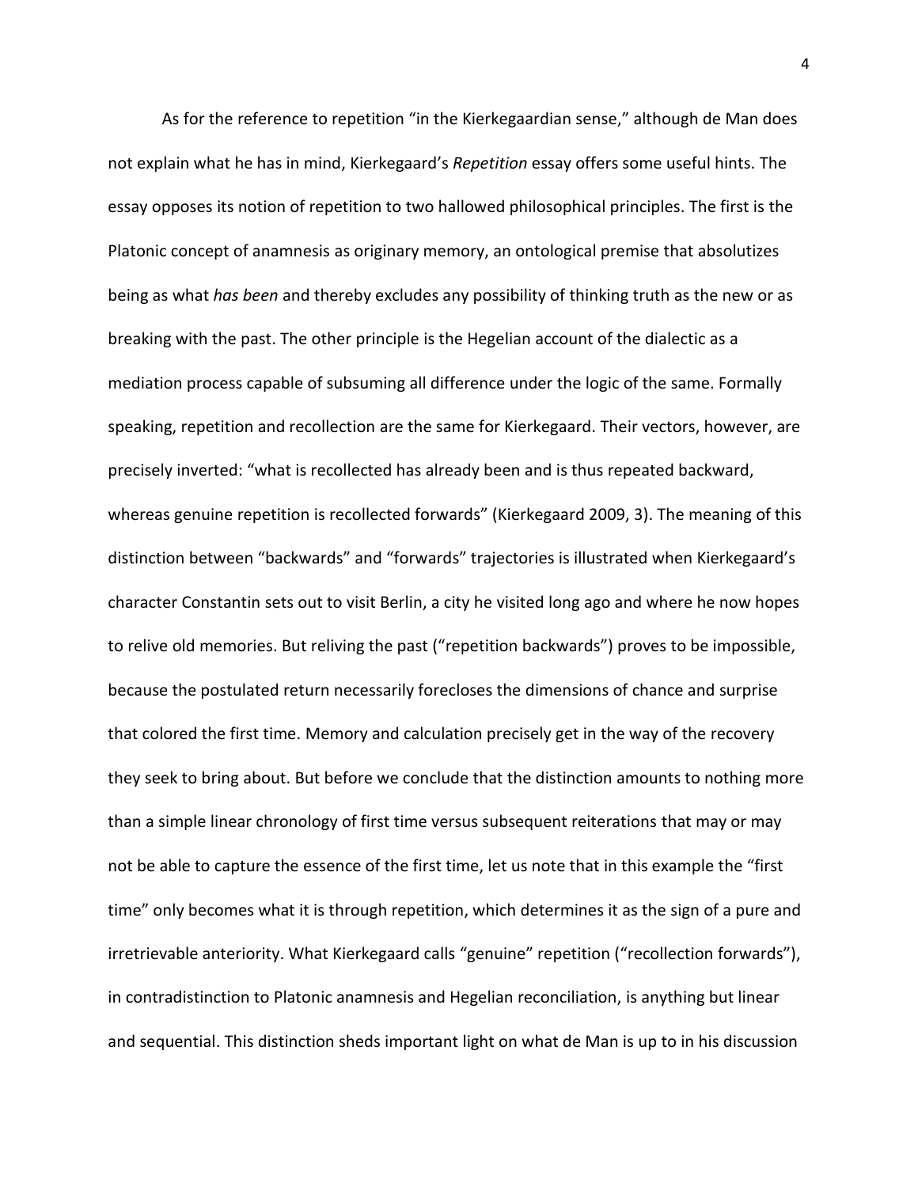As for the reference to repetition "in the Kierkegaardian sense," although de Man does not explain what he has in mind, Kierkegaard's *Repetition* essay offers some useful hints. The essay opposes its notion of repetition to two hallowed philosophical principles. The first is the Platonic concept of anamnesis as originary memory, an ontological premise that absolutizes being as what *has been* and thereby excludes any possibility of thinking truth as the new or as breaking with the past. The other principle is the Hegelian account of the dialectic as a mediation process capable of subsuming all difference under the logic of the same. Formally speaking, repetition and recollection are the same for Kierkegaard. Their vectors, however, are precisely inverted: "what is recollected has already been and is thus repeated backward, whereas genuine repetition is recollected forwards" (Kierkegaard 2009, 3). The meaning of this distinction between "backwards" and "forwards" trajectories is illustrated when Kierkegaard's character Constantin sets out to visit Berlin, a city he visited long ago and where he now hopes to relive old memories. But reliving the past ("repetition backwards") proves to be impossible, because the postulated return necessarily forecloses the dimensions of chance and surprise that colored the first time. Memory and calculation precisely get in the way of the recovery they seek to bring about. But before we conclude that the distinction amounts to nothing more than a simple linear chronology of first time versus subsequent reiterations that may or may not be able to capture the essence of the first time, let us note that in this example the "first time" only becomes what it is through repetition, which determines it as the sign of a pure and irretrievable anteriority. What Kierkegaard calls "genuine" repetition ("recollection forwards"), in contradistinction to Platonic anamnesis and Hegelian reconciliation, is anything but linear and sequential. This distinction sheds important light on what de Man is up to in his discussion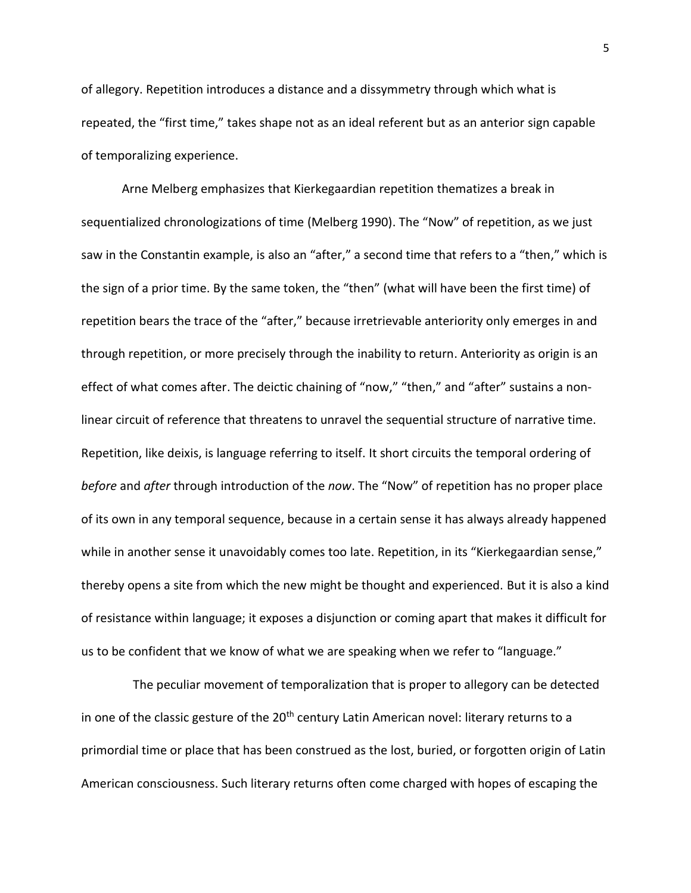of allegory. Repetition introduces a distance and a dissymmetry through which what is repeated, the "first time," takes shape not as an ideal referent but as an anterior sign capable of temporalizing experience.

Arne Melberg emphasizes that Kierkegaardian repetition thematizes a break in sequentialized chronologizations of time (Melberg 1990). The "Now" of repetition, as we just saw in the Constantin example, is also an "after," a second time that refers to a "then," which is the sign of a prior time. By the same token, the "then" (what will have been the first time) of repetition bears the trace of the "after," because irretrievable anteriority only emerges in and through repetition, or more precisely through the inability to return. Anteriority as origin is an effect of what comes after. The deictic chaining of "now," "then," and "after" sustains a non-linear circuit of reference that threatens to unravel the sequential structure of narrative time. Repetition, like deixis, is language referring to itself. It short circuits the temporal ordering of *before* and *after* through introduction of the *now*. The "Now" of repetition has no proper place of its own in any temporal sequence, because in a certain sense it has always already happened while in another sense it unavoidably comes too late. Repetition, in its "Kierkegaardian sense," thereby opens a site from which the new might be thought and experienced. But it is also a kind of resistance within language; it exposes a disjunction or coming apart that makes it difficult for us to be confident that we know of what we are speaking when we refer to "language."

The peculiar movement of temporalization that is proper to allegory can be detected in one of the classic gesture of the 20th century Latin American novel: literary returns to a primordial time or place that has been construed as the lost, buried, or forgotten origin of Latin American consciousness. Such literary returns often come charged with hopes of escaping the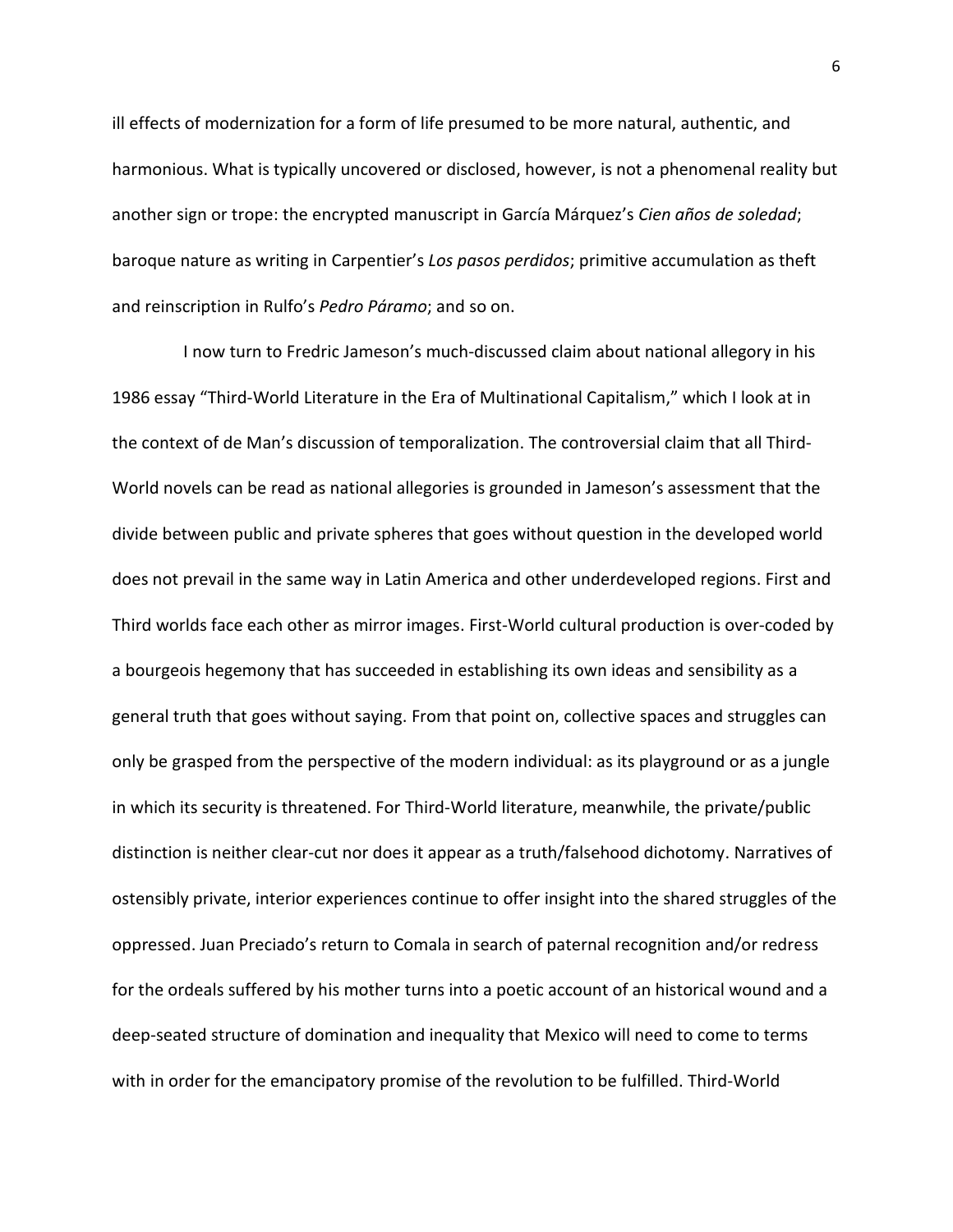ill effects of modernization for a form of life presumed to be more natural, authentic, and harmonious. What is typically uncovered or disclosed, however, is not a phenomenal reality but another sign or trope: the encrypted manuscript in García Márquez's *Cien años de soledad*; baroque nature as writing in Carpentier's *Los pasos perdidos*; primitive accumulation as theft and reinscription in Rulfo's *Pedro Páramo*; and so on.

I now turn to Fredric Jameson's much-discussed claim about national allegory in his 1986 essay "Third-World Literature in the Era of Multinational Capitalism," which I look at in the context of de Man's discussion of temporalization. The controversial claim that all Third-World novels can be read as national allegories is grounded in Jameson's assessment that the divide between public and private spheres that goes without question in the developed world does not prevail in the same way in Latin America and other underdeveloped regions. First and Third worlds face each other as mirror images. First-World cultural production is over-coded by a bourgeois hegemony that has succeeded in establishing its own ideas and sensibility as a general truth that goes without saying. From that point on, collective spaces and struggles can only be grasped from the perspective of the modern individual: as its playground or as a jungle in which its security is threatened. For Third-World literature, meanwhile, the private/public distinction is neither clear-cut nor does it appear as a truth/falsehood dichotomy. Narratives of ostensibly private, interior experiences continue to offer insight into the shared struggles of the oppressed. Juan Preciado's return to Comala in search of paternal recognition and/or redress for the ordeals suffered by his mother turns into a poetic account of an historical wound and a deep-seated structure of domination and inequality that Mexico will need to come to terms with in order for the emancipatory promise of the revolution to be fulfilled. Third-World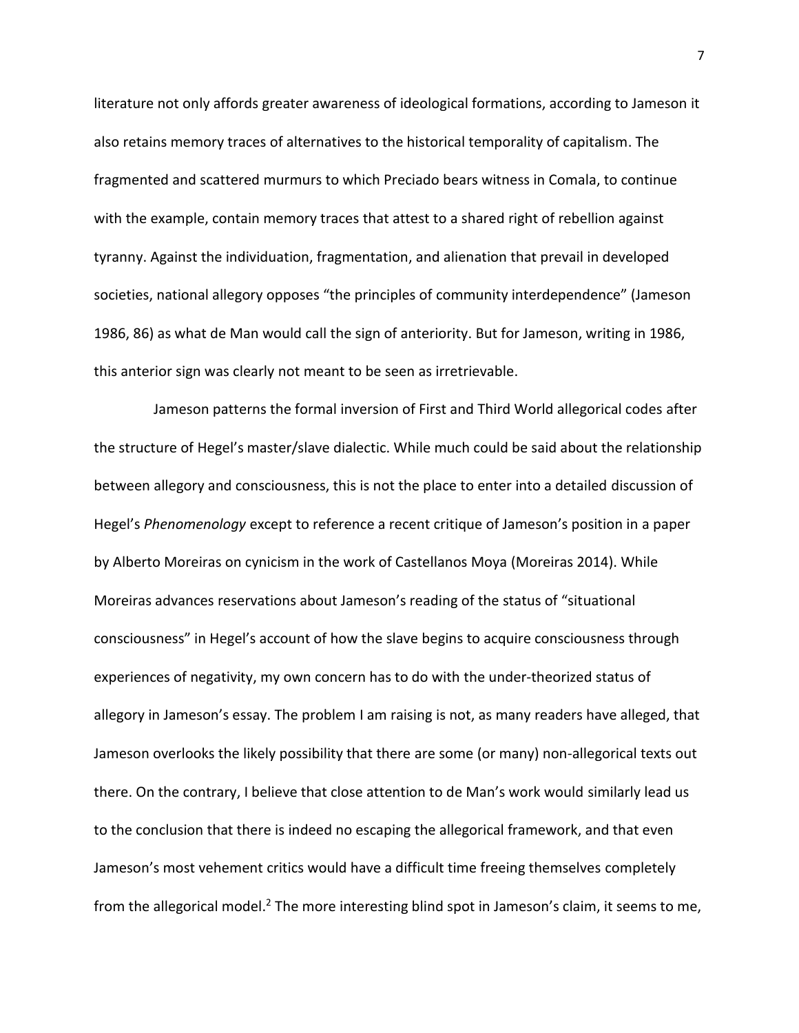literature not only affords greater awareness of ideological formations, according to Jameson it also retains memory traces of alternatives to the historical temporality of capitalism. The fragmented and scattered murmurs to which Preciado bears witness in Comala, to continue with the example, contain memory traces that attest to a shared right of rebellion against tyranny. Against the individuation, fragmentation, and alienation that prevail in developed societies, national allegory opposes "the principles of community interdependence" (Jameson 1986, 86) as what de Man would call the sign of anteriority. But for Jameson, writing in 1986, this anterior sign was clearly not meant to be seen as irretrievable.

Jameson patterns the formal inversion of First and Third World allegorical codes after the structure of Hegel's master/slave dialectic. While much could be said about the relationship between allegory and consciousness, this is not the place to enter into a detailed discussion of Hegel's *Phenomenology* except to reference a recent critique of Jameson's position in a paper by Alberto Moreiras on cynicism in the work of Castellanos Moya (Moreiras 2014). While Moreiras advances reservations about Jameson's reading of the status of "situational consciousness" in Hegel's account of how the slave begins to acquire consciousness through experiences of negativity, my own concern has to do with the under-theorized status of allegory in Jameson's essay. The problem I am raising is not, as many readers have alleged, that Jameson overlooks the likely possibility that there are some (or many) non-allegorical texts out there. On the contrary, I believe that close attention to de Man's work would similarly lead us to the conclusion that there is indeed no escaping the allegorical framework, and that even Jameson's most vehement critics would have a difficult time freeing themselves completely from the allegorical model.[2] The more interesting blind spot in Jameson's claim, it seems to me,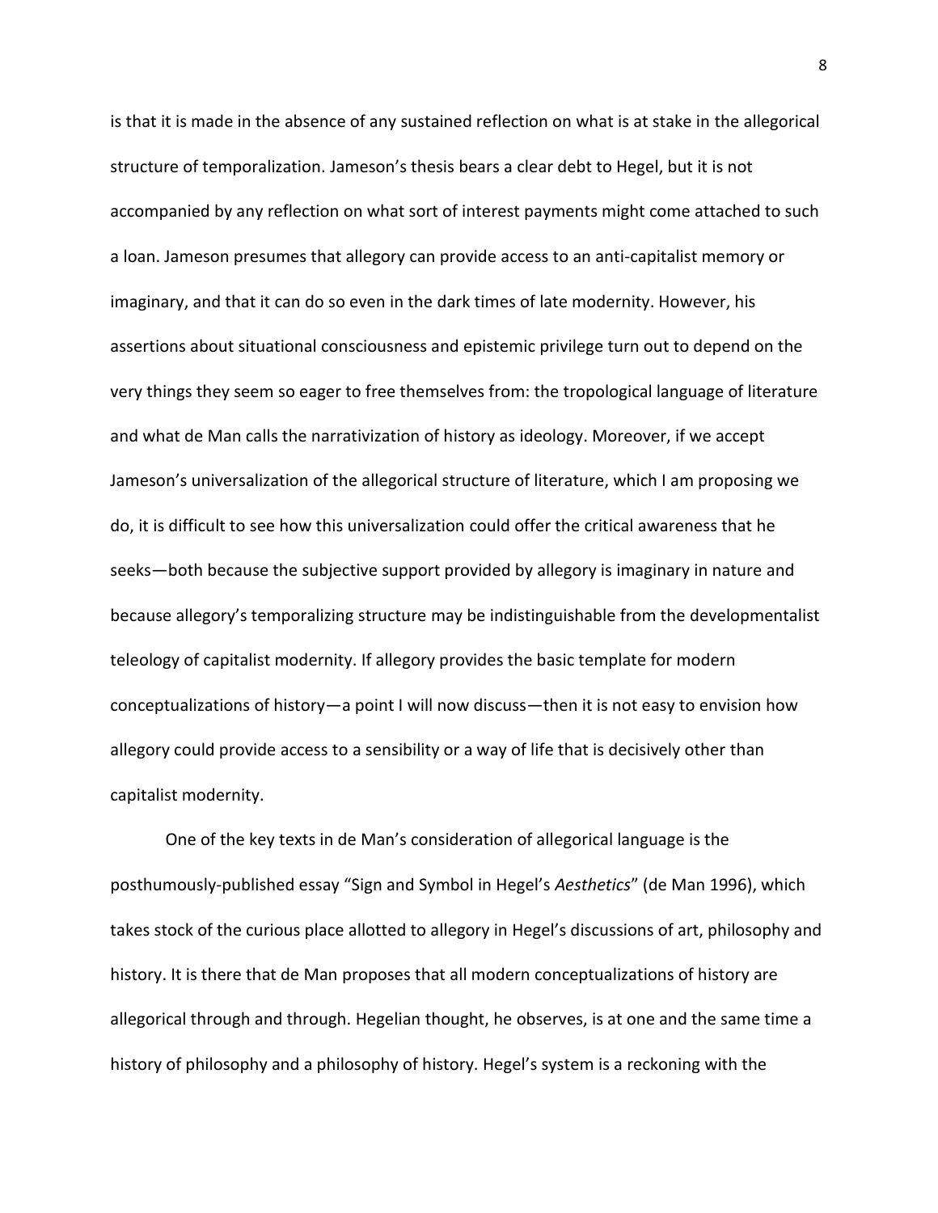is that it is made in the absence of any sustained reflection on what is at stake in the allegorical structure of temporalization. Jameson's thesis bears a clear debt to Hegel, but it is not accompanied by any reflection on what sort of interest payments might come attached to such a loan. Jameson presumes that allegory can provide access to an anti-capitalist memory or imaginary, and that it can do so even in the dark times of late modernity. However, his assertions about situational consciousness and epistemic privilege turn out to depend on the very things they seem so eager to free themselves from: the tropological language of literature and what de Man calls the narrativization of history as ideology. Moreover, if we accept Jameson's universalization of the allegorical structure of literature, which I am proposing we do, it is difficult to see how this universalization could offer the critical awareness that he seeks—both because the subjective support provided by allegory is imaginary in nature and because allegory's temporalizing structure may be indistinguishable from the developmentalist teleology of capitalist modernity. If allegory provides the basic template for modern conceptualizations of history—a point I will now discuss—then it is not easy to envision how allegory could provide access to a sensibility or a way of life that is decisively other than capitalist modernity.

One of the key texts in de Man's consideration of allegorical language is the posthumously-published essay "Sign and Symbol in Hegel's *Aesthetics*" (de Man 1996), which takes stock of the curious place allotted to allegory in Hegel's discussions of art, philosophy and history. It is there that de Man proposes that all modern conceptualizations of history are allegorical through and through. Hegelian thought, he observes, is at one and the same time a history of philosophy and a philosophy of history. Hegel's system is a reckoning with the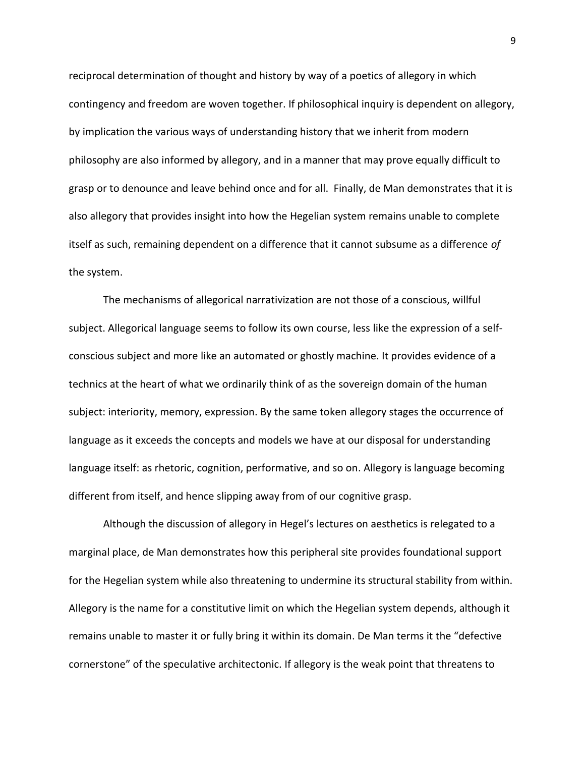reciprocal determination of thought and history by way of a poetics of allegory in which contingency and freedom are woven together. If philosophical inquiry is dependent on allegory, by implication the various ways of understanding history that we inherit from modern philosophy are also informed by allegory, and in a manner that may prove equally difficult to grasp or to denounce and leave behind once and for all. Finally, de Man demonstrates that it is also allegory that provides insight into how the Hegelian system remains unable to complete itself as such, remaining dependent on a difference that it cannot subsume as a difference *of* the system.

The mechanisms of allegorical narrativization are not those of a conscious, willful subject. Allegorical language seems to follow its own course, less like the expression of a self-conscious subject and more like an automated or ghostly machine. It provides evidence of a technics at the heart of what we ordinarily think of as the sovereign domain of the human subject: interiority, memory, expression. By the same token allegory stages the occurrence of language as it exceeds the concepts and models we have at our disposal for understanding language itself: as rhetoric, cognition, performative, and so on. Allegory is language becoming different from itself, and hence slipping away from of our cognitive grasp.

Although the discussion of allegory in Hegel's lectures on aesthetics is relegated to a marginal place, de Man demonstrates how this peripheral site provides foundational support for the Hegelian system while also threatening to undermine its structural stability from within. Allegory is the name for a constitutive limit on which the Hegelian system depends, although it remains unable to master it or fully bring it within its domain. De Man terms it the "defective cornerstone" of the speculative architectonic. If allegory is the weak point that threatens to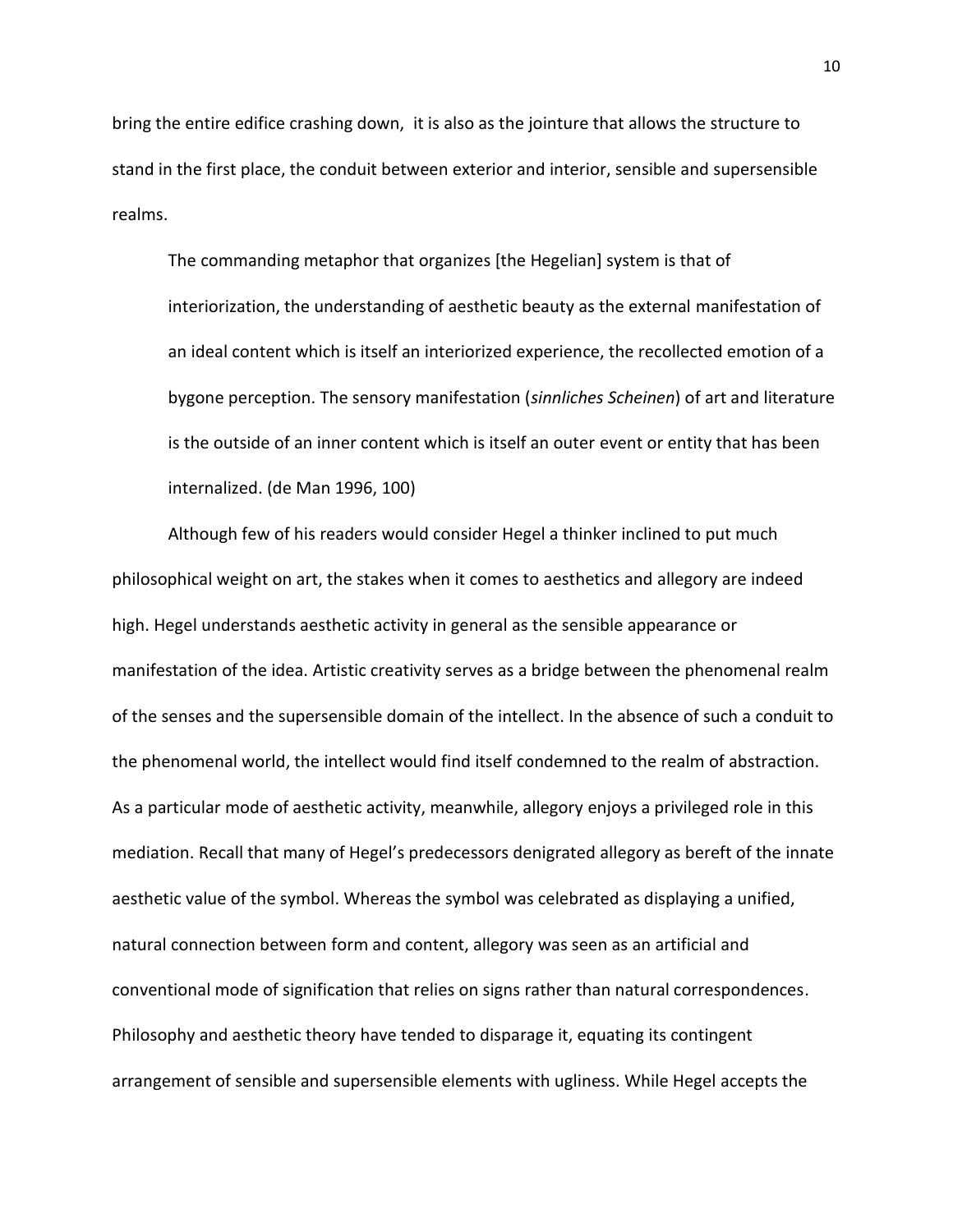bring the entire edifice crashing down,  it is also as the jointure that allows the structure to stand in the first place, the conduit between exterior and interior, sensible and supersensible realms.

> The commanding metaphor that organizes [the Hegelian] system is that of interiorization, the understanding of aesthetic beauty as the external manifestation of an ideal content which is itself an interiorized experience, the recollected emotion of a bygone perception. The sensory manifestation (*sinnliches Scheinen*) of art and literature is the outside of an inner content which is itself an outer event or entity that has been internalized. (de Man 1996, 100)

Although few of his readers would consider Hegel a thinker inclined to put much philosophical weight on art, the stakes when it comes to aesthetics and allegory are indeed high. Hegel understands aesthetic activity in general as the sensible appearance or manifestation of the idea. Artistic creativity serves as a bridge between the phenomenal realm of the senses and the supersensible domain of the intellect. In the absence of such a conduit to the phenomenal world, the intellect would find itself condemned to the realm of abstraction. As a particular mode of aesthetic activity, meanwhile, allegory enjoys a privileged role in this mediation. Recall that many of Hegel's predecessors denigrated allegory as bereft of the innate aesthetic value of the symbol. Whereas the symbol was celebrated as displaying a unified, natural connection between form and content, allegory was seen as an artificial and conventional mode of signification that relies on signs rather than natural correspondences. Philosophy and aesthetic theory have tended to disparage it, equating its contingent arrangement of sensible and supersensible elements with ugliness. While Hegel accepts the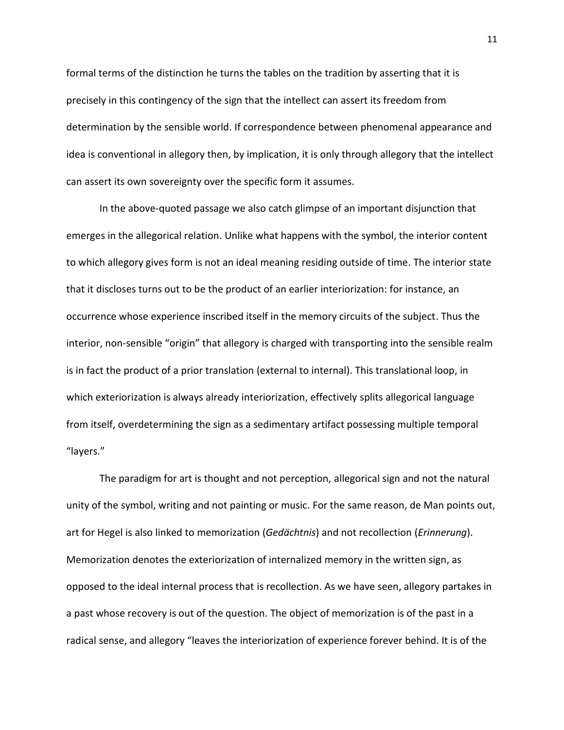formal terms of the distinction he turns the tables on the tradition by asserting that it is precisely in this contingency of the sign that the intellect can assert its freedom from determination by the sensible world. If correspondence between phenomenal appearance and idea is conventional in allegory then, by implication, it is only through allegory that the intellect can assert its own sovereignty over the specific form it assumes.

In the above-quoted passage we also catch glimpse of an important disjunction that emerges in the allegorical relation. Unlike what happens with the symbol, the interior content to which allegory gives form is not an ideal meaning residing outside of time. The interior state that it discloses turns out to be the product of an earlier interiorization: for instance, an occurrence whose experience inscribed itself in the memory circuits of the subject. Thus the interior, non-sensible "origin" that allegory is charged with transporting into the sensible realm is in fact the product of a prior translation (external to internal). This translational loop, in which exteriorization is always already interiorization, effectively splits allegorical language from itself, overdetermining the sign as a sedimentary artifact possessing multiple temporal "layers."

The paradigm for art is thought and not perception, allegorical sign and not the natural unity of the symbol, writing and not painting or music. For the same reason, de Man points out, art for Hegel is also linked to memorization (*Gedächtnis*) and not recollection (*Erinnerung*). Memorization denotes the exteriorization of internalized memory in the written sign, as opposed to the ideal internal process that is recollection. As we have seen, allegory partakes in a past whose recovery is out of the question. The object of memorization is of the past in a radical sense, and allegory "leaves the interiorization of experience forever behind. It is of the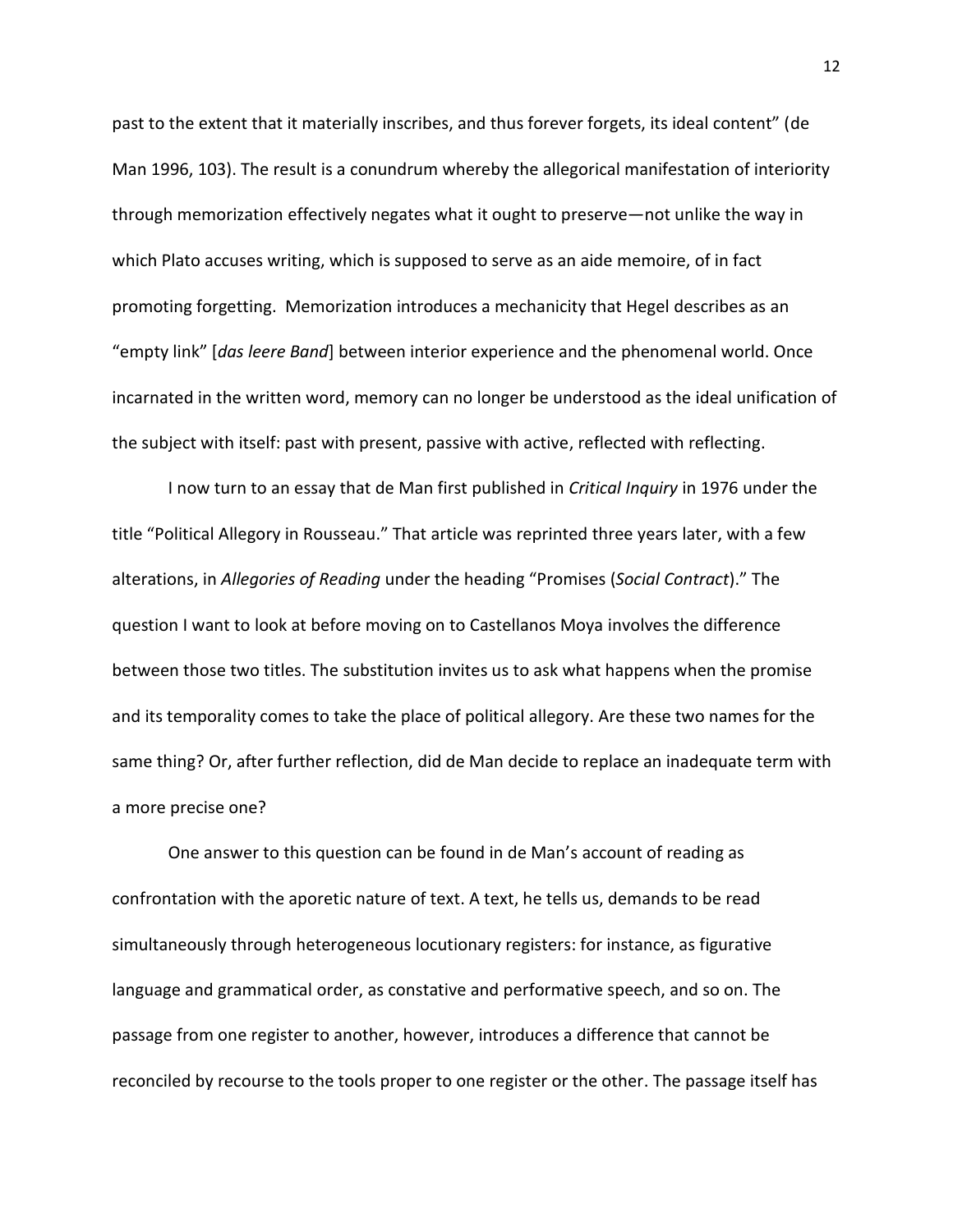past to the extent that it materially inscribes, and thus forever forgets, its ideal content" (de Man 1996, 103). The result is a conundrum whereby the allegorical manifestation of interiority through memorization effectively negates what it ought to preserve—not unlike the way in which Plato accuses writing, which is supposed to serve as an aide memoire, of in fact promoting forgetting. Memorization introduces a mechanicity that Hegel describes as an "empty link" [*das leere Band*] between interior experience and the phenomenal world. Once incarnated in the written word, memory can no longer be understood as the ideal unification of the subject with itself: past with present, passive with active, reflected with reflecting.

I now turn to an essay that de Man first published in *Critical Inquiry* in 1976 under the title "Political Allegory in Rousseau." That article was reprinted three years later, with a few alterations, in *Allegories of Reading* under the heading "Promises (*Social Contract*)." The question I want to look at before moving on to Castellanos Moya involves the difference between those two titles. The substitution invites us to ask what happens when the promise and its temporality comes to take the place of political allegory. Are these two names for the same thing? Or, after further reflection, did de Man decide to replace an inadequate term with a more precise one?

One answer to this question can be found in de Man's account of reading as confrontation with the aporetic nature of text. A text, he tells us, demands to be read simultaneously through heterogeneous locutionary registers: for instance, as figurative language and grammatical order, as constative and performative speech, and so on. The passage from one register to another, however, introduces a difference that cannot be reconciled by recourse to the tools proper to one register or the other. The passage itself has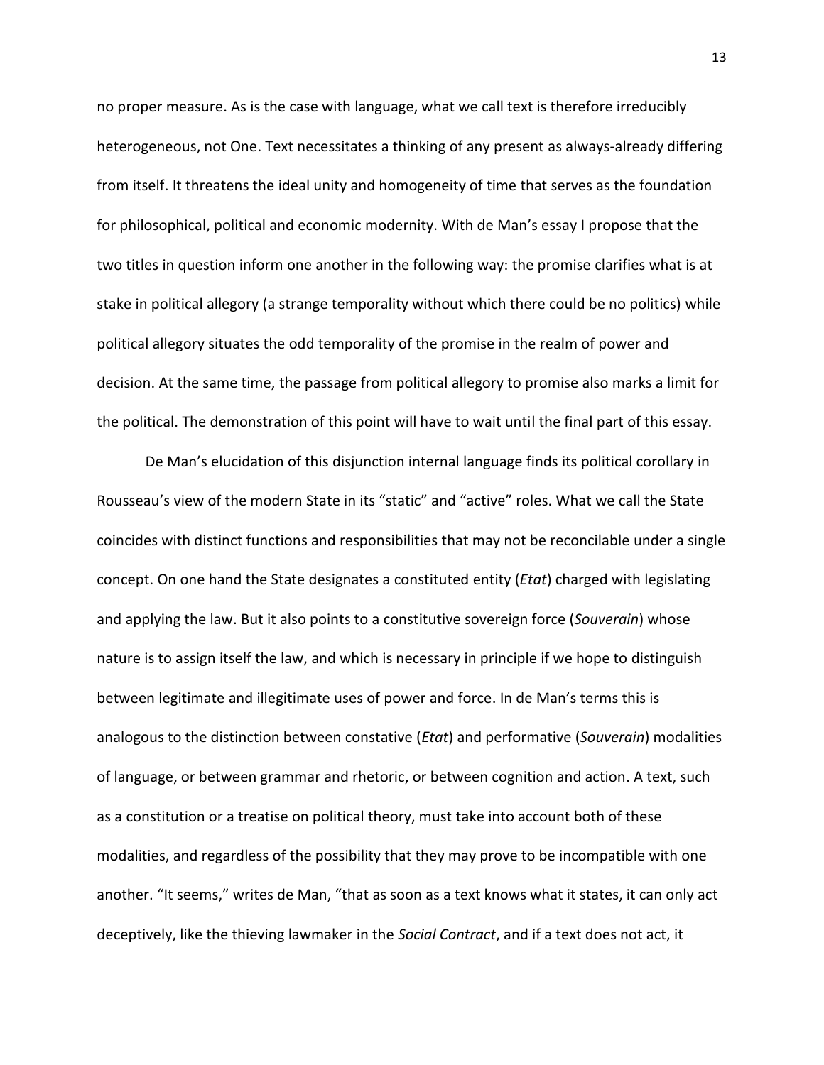no proper measure. As is the case with language, what we call text is therefore irreducibly heterogeneous, not One. Text necessitates a thinking of any present as always-already differing from itself. It threatens the ideal unity and homogeneity of time that serves as the foundation for philosophical, political and economic modernity. With de Man's essay I propose that the two titles in question inform one another in the following way: the promise clarifies what is at stake in political allegory (a strange temporality without which there could be no politics) while political allegory situates the odd temporality of the promise in the realm of power and decision. At the same time, the passage from political allegory to promise also marks a limit for the political. The demonstration of this point will have to wait until the final part of this essay.

De Man's elucidation of this disjunction internal language finds its political corollary in Rousseau's view of the modern State in its "static" and "active" roles. What we call the State coincides with distinct functions and responsibilities that may not be reconcilable under a single concept. On one hand the State designates a constituted entity (*Etat*) charged with legislating and applying the law. But it also points to a constitutive sovereign force (*Souverain*) whose nature is to assign itself the law, and which is necessary in principle if we hope to distinguish between legitimate and illegitimate uses of power and force. In de Man's terms this is analogous to the distinction between constative (*Etat*) and performative (*Souverain*) modalities of language, or between grammar and rhetoric, or between cognition and action. A text, such as a constitution or a treatise on political theory, must take into account both of these modalities, and regardless of the possibility that they may prove to be incompatible with one another. "It seems," writes de Man, "that as soon as a text knows what it states, it can only act deceptively, like the thieving lawmaker in the *Social Contract*, and if a text does not act, it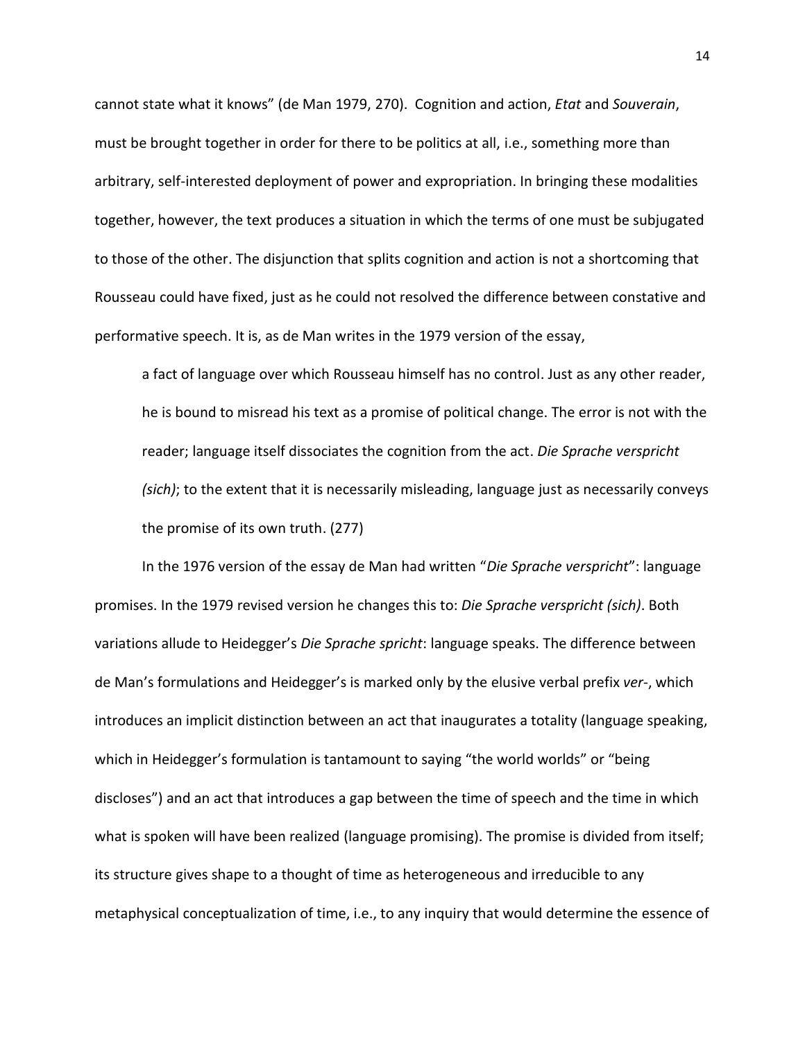cannot state what it knows" (de Man 1979, 270). Cognition and action, *Etat* and *Souverain*, must be brought together in order for there to be politics at all, i.e., something more than arbitrary, self-interested deployment of power and expropriation. In bringing these modalities together, however, the text produces a situation in which the terms of one must be subjugated to those of the other. The disjunction that splits cognition and action is not a shortcoming that Rousseau could have fixed, just as he could not resolved the difference between constative and performative speech. It is, as de Man writes in the 1979 version of the essay,

> a fact of language over which Rousseau himself has no control. Just as any other reader, he is bound to misread his text as a promise of political change. The error is not with the reader; language itself dissociates the cognition from the act. *Die Sprache verspricht (sich)*; to the extent that it is necessarily misleading, language just as necessarily conveys the promise of its own truth. (277)

In the 1976 version of the essay de Man had written "*Die Sprache verspricht*": language promises. In the 1979 revised version he changes this to: *Die Sprache verspricht (sich)*. Both variations allude to Heidegger's *Die Sprache spricht*: language speaks. The difference between de Man's formulations and Heidegger's is marked only by the elusive verbal prefix *ver-*, which introduces an implicit distinction between an act that inaugurates a totality (language speaking, which in Heidegger's formulation is tantamount to saying "the world worlds" or "being discloses") and an act that introduces a gap between the time of speech and the time in which what is spoken will have been realized (language promising). The promise is divided from itself; its structure gives shape to a thought of time as heterogeneous and irreducible to any metaphysical conceptualization of time, i.e., to any inquiry that would determine the essence of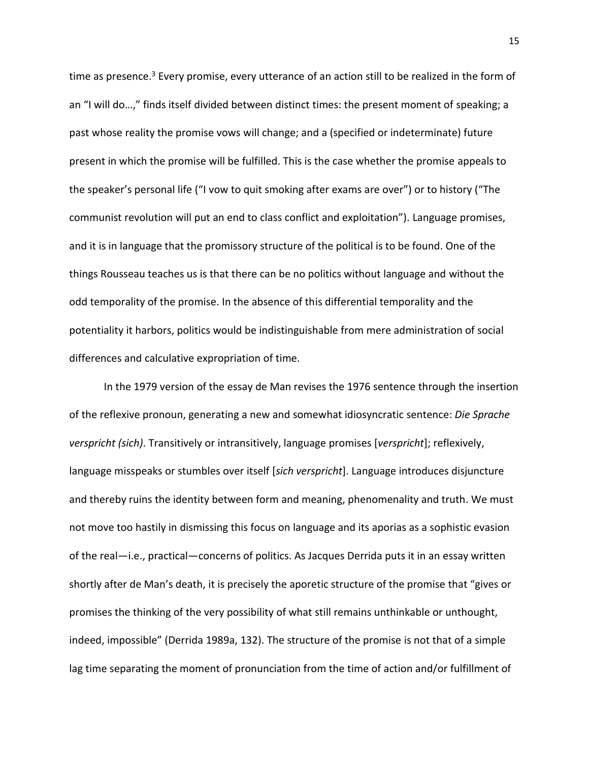time as presence.[3] Every promise, every utterance of an action still to be realized in the form of an "I will do…," finds itself divided between distinct times: the present moment of speaking; a past whose reality the promise vows will change; and a (specified or indeterminate) future present in which the promise will be fulfilled. This is the case whether the promise appeals to the speaker's personal life ("I vow to quit smoking after exams are over") or to history ("The communist revolution will put an end to class conflict and exploitation"). Language promises, and it is in language that the promissory structure of the political is to be found. One of the things Rousseau teaches us is that there can be no politics without language and without the odd temporality of the promise. In the absence of this differential temporality and the potentiality it harbors, politics would be indistinguishable from mere administration of social differences and calculative expropriation of time.

In the 1979 version of the essay de Man revises the 1976 sentence through the insertion of the reflexive pronoun, generating a new and somewhat idiosyncratic sentence: *Die Sprache verspricht (sich)*. Transitively or intransitively, language promises [*verspricht*]; reflexively, language misspeaks or stumbles over itself [*sich verspricht*]. Language introduces disjuncture and thereby ruins the identity between form and meaning, phenomenality and truth. We must not move too hastily in dismissing this focus on language and its aporias as a sophistic evasion of the real—i.e., practical—concerns of politics. As Jacques Derrida puts it in an essay written shortly after de Man's death, it is precisely the aporetic structure of the promise that "gives or promises the thinking of the very possibility of what still remains unthinkable or unthought, indeed, impossible" (Derrida 1989a, 132). The structure of the promise is not that of a simple lag time separating the moment of pronunciation from the time of action and/or fulfillment of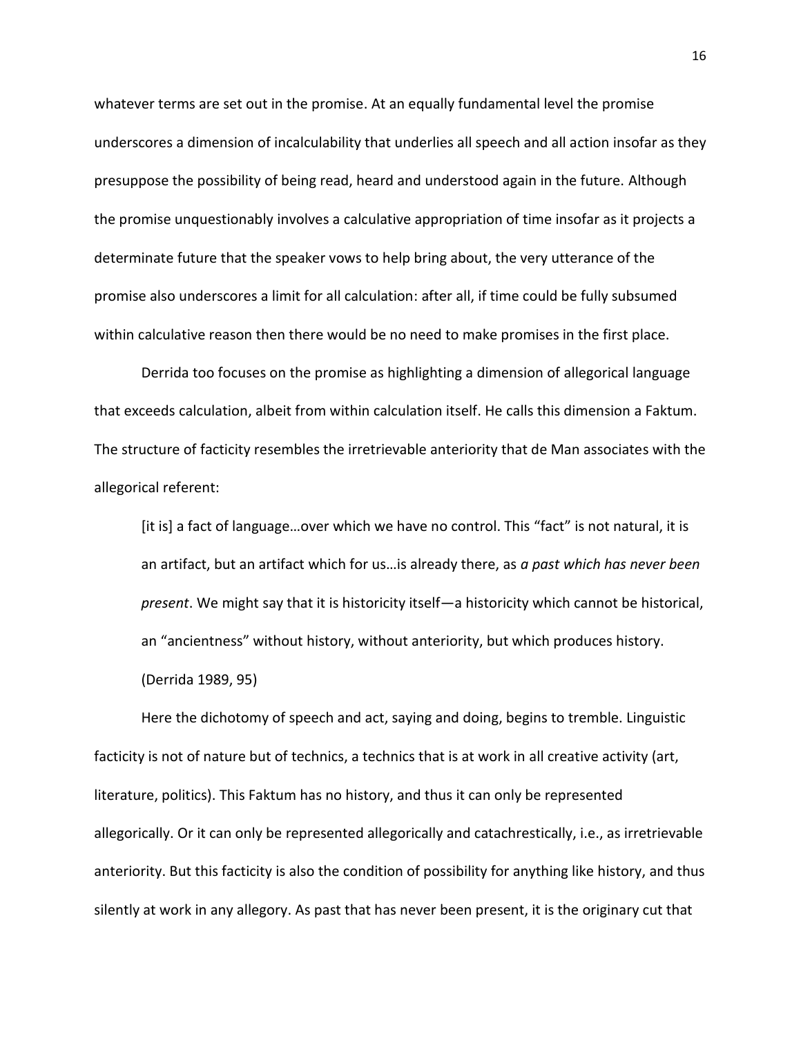whatever terms are set out in the promise. At an equally fundamental level the promise underscores a dimension of incalculability that underlies all speech and all action insofar as they presuppose the possibility of being read, heard and understood again in the future. Although the promise unquestionably involves a calculative appropriation of time insofar as it projects a determinate future that the speaker vows to help bring about, the very utterance of the promise also underscores a limit for all calculation: after all, if time could be fully subsumed within calculative reason then there would be no need to make promises in the first place.

Derrida too focuses on the promise as highlighting a dimension of allegorical language that exceeds calculation, albeit from within calculation itself. He calls this dimension a Faktum. The structure of facticity resembles the irretrievable anteriority that de Man associates with the allegorical referent:

> [it is] a fact of language…over which we have no control. This "fact" is not natural, it is an artifact, but an artifact which for us…is already there, as *a past which has never been present*. We might say that it is historicity itself—a historicity which cannot be historical, an "ancientness" without history, without anteriority, but which produces history. (Derrida 1989, 95)

Here the dichotomy of speech and act, saying and doing, begins to tremble. Linguistic facticity is not of nature but of technics, a technics that is at work in all creative activity (art, literature, politics). This Faktum has no history, and thus it can only be represented allegorically. Or it can only be represented allegorically and catachrestically, i.e., as irretrievable anteriority. But this facticity is also the condition of possibility for anything like history, and thus silently at work in any allegory. As past that has never been present, it is the originary cut that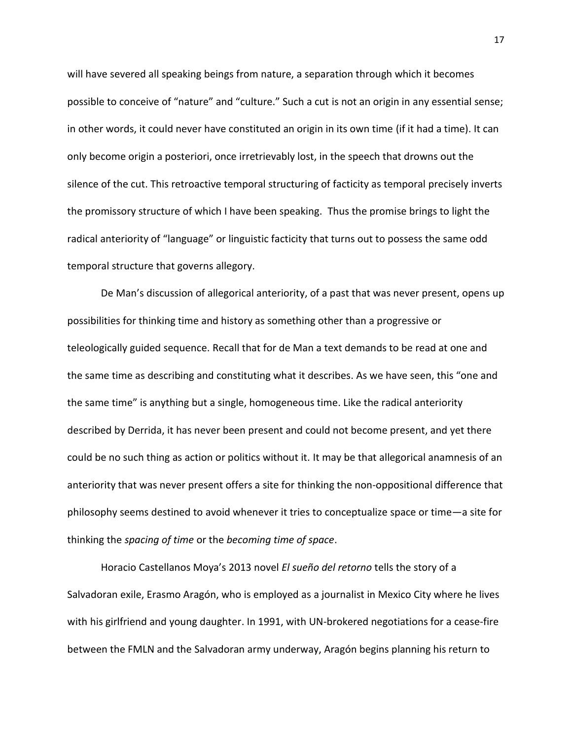will have severed all speaking beings from nature, a separation through which it becomes possible to conceive of "nature" and "culture." Such a cut is not an origin in any essential sense; in other words, it could never have constituted an origin in its own time (if it had a time). It can only become origin a posteriori, once irretrievably lost, in the speech that drowns out the silence of the cut. This retroactive temporal structuring of facticity as temporal precisely inverts the promissory structure of which I have been speaking. Thus the promise brings to light the radical anteriority of "language" or linguistic facticity that turns out to possess the same odd temporal structure that governs allegory.

De Man's discussion of allegorical anteriority, of a past that was never present, opens up possibilities for thinking time and history as something other than a progressive or teleologically guided sequence. Recall that for de Man a text demands to be read at one and the same time as describing and constituting what it describes. As we have seen, this "one and the same time" is anything but a single, homogeneous time. Like the radical anteriority described by Derrida, it has never been present and could not become present, and yet there could be no such thing as action or politics without it. It may be that allegorical anamnesis of an anteriority that was never present offers a site for thinking the non-oppositional difference that philosophy seems destined to avoid whenever it tries to conceptualize space or time—a site for thinking the *spacing of time* or the *becoming time of space*.

Horacio Castellanos Moya's 2013 novel *El sueño del retorno* tells the story of a Salvadoran exile, Erasmo Aragón, who is employed as a journalist in Mexico City where he lives with his girlfriend and young daughter. In 1991, with UN-brokered negotiations for a cease-fire between the FMLN and the Salvadoran army underway, Aragón begins planning his return to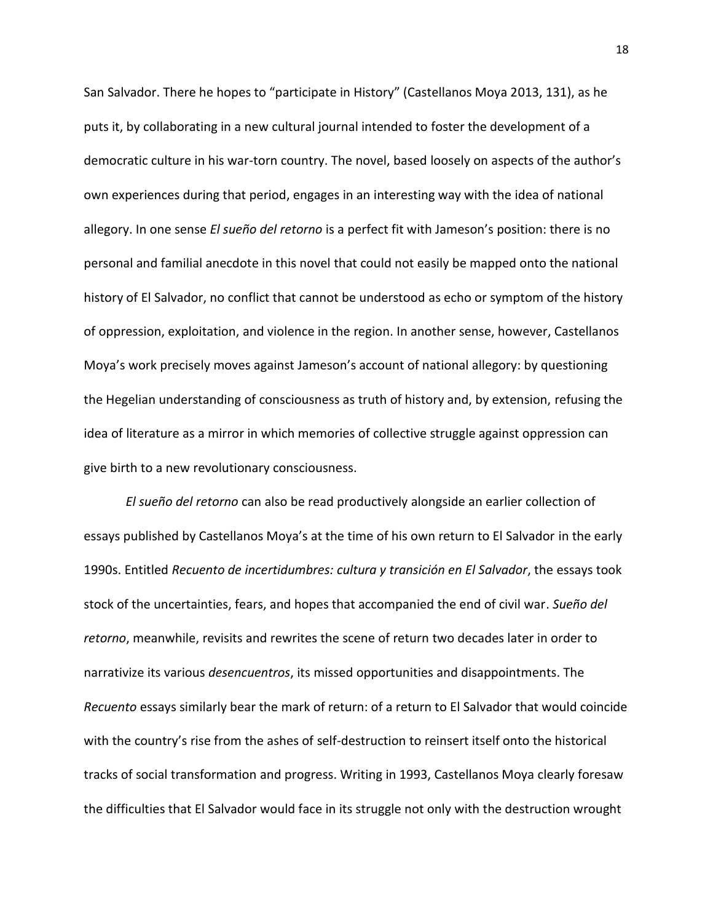San Salvador. There he hopes to "participate in History" (Castellanos Moya 2013, 131), as he puts it, by collaborating in a new cultural journal intended to foster the development of a democratic culture in his war-torn country. The novel, based loosely on aspects of the author's own experiences during that period, engages in an interesting way with the idea of national allegory. In one sense *El sueño del retorno* is a perfect fit with Jameson's position: there is no personal and familial anecdote in this novel that could not easily be mapped onto the national history of El Salvador, no conflict that cannot be understood as echo or symptom of the history of oppression, exploitation, and violence in the region. In another sense, however, Castellanos Moya's work precisely moves against Jameson's account of national allegory: by questioning the Hegelian understanding of consciousness as truth of history and, by extension, refusing the idea of literature as a mirror in which memories of collective struggle against oppression can give birth to a new revolutionary consciousness.

*El sueño del retorno* can also be read productively alongside an earlier collection of essays published by Castellanos Moya's at the time of his own return to El Salvador in the early 1990s. Entitled *Recuento de incertidumbres: cultura y transición en El Salvador*, the essays took stock of the uncertainties, fears, and hopes that accompanied the end of civil war. *Sueño del retorno*, meanwhile, revisits and rewrites the scene of return two decades later in order to narrativize its various *desencuentros*, its missed opportunities and disappointments. The *Recuento* essays similarly bear the mark of return: of a return to El Salvador that would coincide with the country's rise from the ashes of self-destruction to reinsert itself onto the historical tracks of social transformation and progress. Writing in 1993, Castellanos Moya clearly foresaw the difficulties that El Salvador would face in its struggle not only with the destruction wrought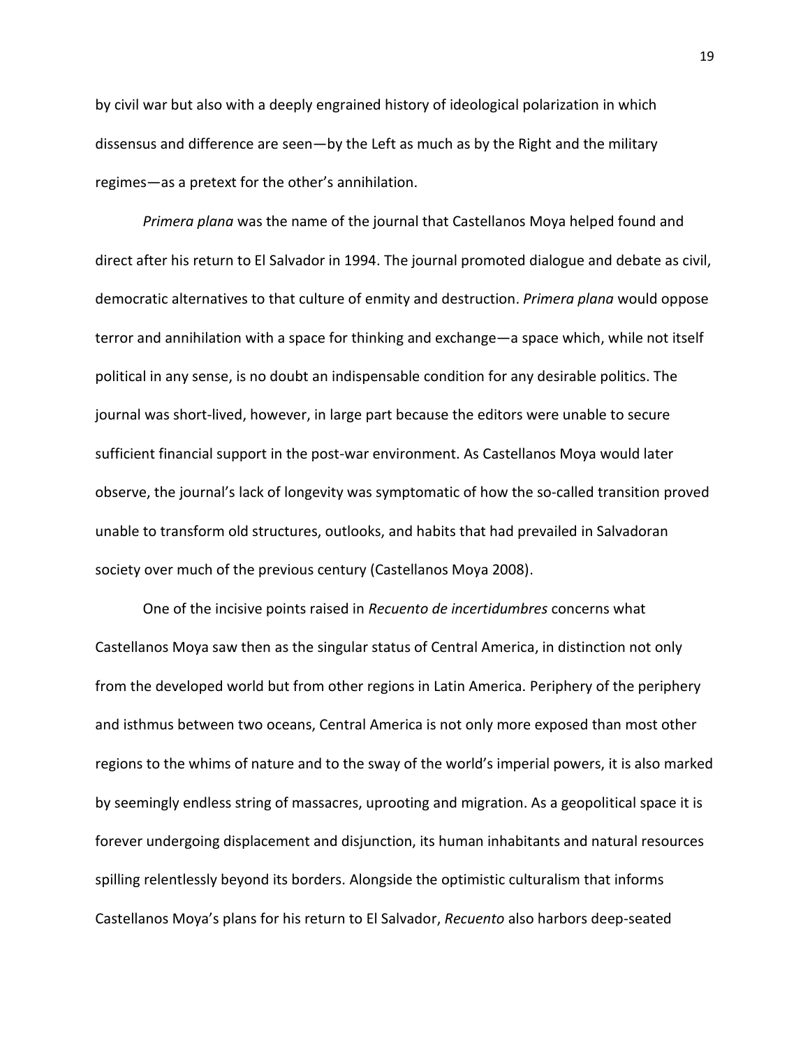by civil war but also with a deeply engrained history of ideological polarization in which dissensus and difference are seen—by the Left as much as by the Right and the military regimes—as a pretext for the other's annihilation.

*Primera plana* was the name of the journal that Castellanos Moya helped found and direct after his return to El Salvador in 1994. The journal promoted dialogue and debate as civil, democratic alternatives to that culture of enmity and destruction. *Primera plana* would oppose terror and annihilation with a space for thinking and exchange—a space which, while not itself political in any sense, is no doubt an indispensable condition for any desirable politics. The journal was short-lived, however, in large part because the editors were unable to secure sufficient financial support in the post-war environment. As Castellanos Moya would later observe, the journal's lack of longevity was symptomatic of how the so-called transition proved unable to transform old structures, outlooks, and habits that had prevailed in Salvadoran society over much of the previous century (Castellanos Moya 2008).

One of the incisive points raised in *Recuento de incertidumbres* concerns what Castellanos Moya saw then as the singular status of Central America, in distinction not only from the developed world but from other regions in Latin America. Periphery of the periphery and isthmus between two oceans, Central America is not only more exposed than most other regions to the whims of nature and to the sway of the world's imperial powers, it is also marked by seemingly endless string of massacres, uprooting and migration. As a geopolitical space it is forever undergoing displacement and disjunction, its human inhabitants and natural resources spilling relentlessly beyond its borders. Alongside the optimistic culturalism that informs Castellanos Moya's plans for his return to El Salvador, *Recuento* also harbors deep-seated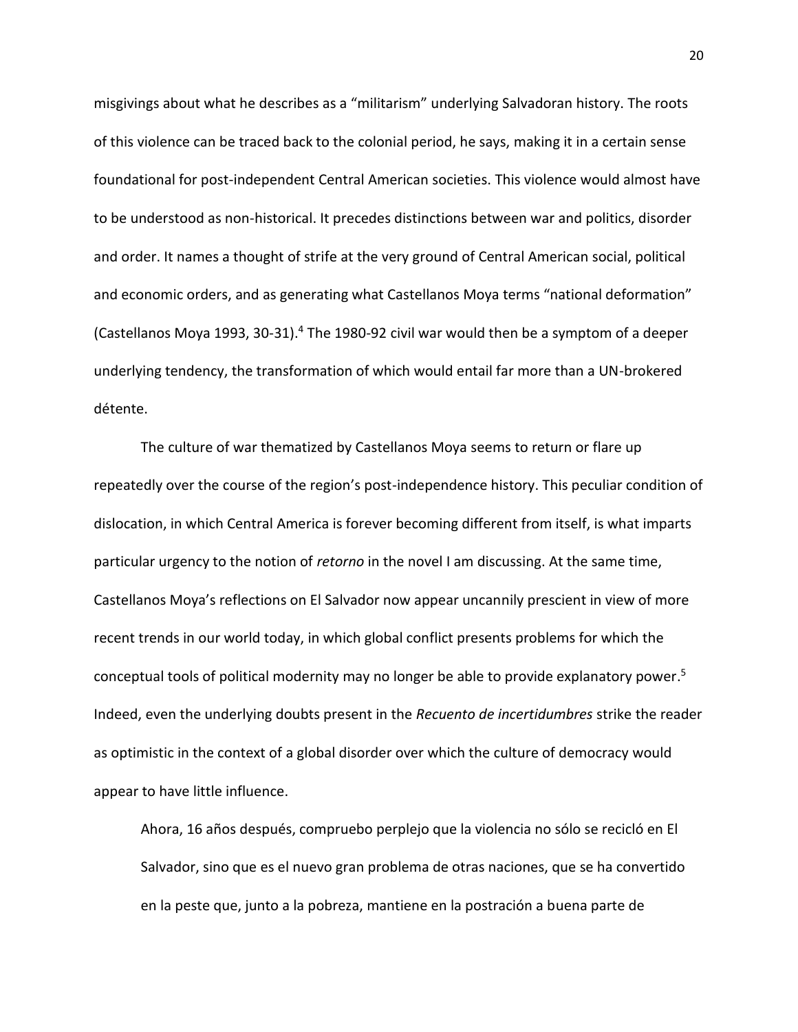misgivings about what he describes as a "militarism" underlying Salvadoran history. The roots of this violence can be traced back to the colonial period, he says, making it in a certain sense foundational for post-independent Central American societies. This violence would almost have to be understood as non-historical. It precedes distinctions between war and politics, disorder and order. It names a thought of strife at the very ground of Central American social, political and economic orders, and as generating what Castellanos Moya terms "national deformation" (Castellanos Moya 1993, 30-31).[4] The 1980-92 civil war would then be a symptom of a deeper underlying tendency, the transformation of which would entail far more than a UN-brokered détente.

The culture of war thematized by Castellanos Moya seems to return or flare up repeatedly over the course of the region's post-independence history. This peculiar condition of dislocation, in which Central America is forever becoming different from itself, is what imparts particular urgency to the notion of *retorno* in the novel I am discussing. At the same time, Castellanos Moya's reflections on El Salvador now appear uncannily prescient in view of more recent trends in our world today, in which global conflict presents problems for which the conceptual tools of political modernity may no longer be able to provide explanatory power.[5] Indeed, even the underlying doubts present in the *Recuento de incertidumbres* strike the reader as optimistic in the context of a global disorder over which the culture of democracy would appear to have little influence.

> Ahora, 16 años después, compruebo perplejo que la violencia no sólo se recicló en El Salvador, sino que es el nuevo gran problema de otras naciones, que se ha convertido en la peste que, junto a la pobreza, mantiene en la postración a buena parte de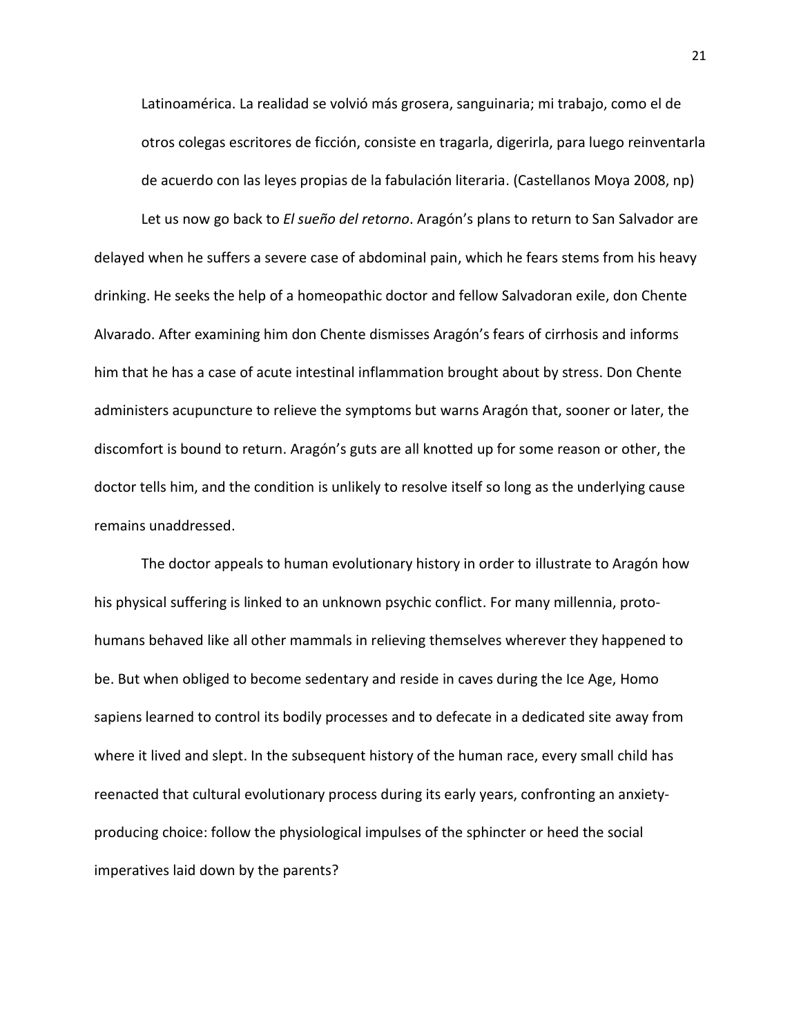> Latinoamérica. La realidad se volvió más grosera, sanguinaria; mi trabajo, como el de otros colegas escritores de ficción, consiste en tragarla, digerirla, para luego reinventarla de acuerdo con las leyes propias de la fabulación literaria. (Castellanos Moya 2008, np)

Let us now go back to *El sueño del retorno*. Aragón's plans to return to San Salvador are delayed when he suffers a severe case of abdominal pain, which he fears stems from his heavy drinking. He seeks the help of a homeopathic doctor and fellow Salvadoran exile, don Chente Alvarado. After examining him don Chente dismisses Aragón's fears of cirrhosis and informs him that he has a case of acute intestinal inflammation brought about by stress. Don Chente administers acupuncture to relieve the symptoms but warns Aragón that, sooner or later, the discomfort is bound to return. Aragón's guts are all knotted up for some reason or other, the doctor tells him, and the condition is unlikely to resolve itself so long as the underlying cause remains unaddressed.

The doctor appeals to human evolutionary history in order to illustrate to Aragón how his physical suffering is linked to an unknown psychic conflict. For many millennia, proto-humans behaved like all other mammals in relieving themselves wherever they happened to be. But when obliged to become sedentary and reside in caves during the Ice Age, Homo sapiens learned to control its bodily processes and to defecate in a dedicated site away from where it lived and slept. In the subsequent history of the human race, every small child has reenacted that cultural evolutionary process during its early years, confronting an anxiety-producing choice: follow the physiological impulses of the sphincter or heed the social imperatives laid down by the parents?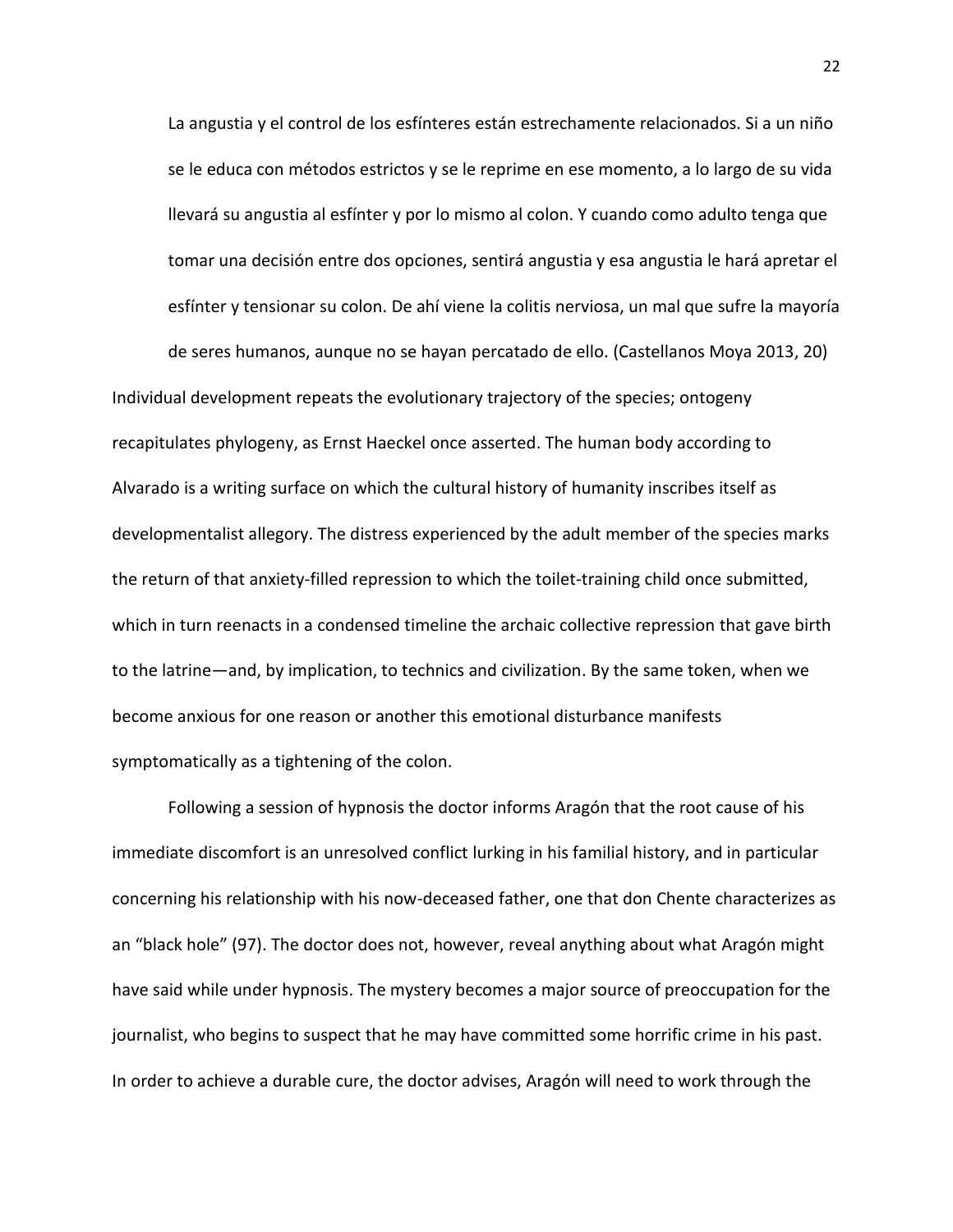> La angustia y el control de los esfínteres están estrechamente relacionados. Si a un niño se le educa con métodos estrictos y se le reprime en ese momento, a lo largo de su vida llevará su angustia al esfínter y por lo mismo al colon. Y cuando como adulto tenga que tomar una decisión entre dos opciones, sentirá angustia y esa angustia le hará apretar el esfínter y tensionar su colon. De ahí viene la colitis nerviosa, un mal que sufre la mayoría de seres humanos, aunque no se hayan percatado de ello. (Castellanos Moya 2013, 20)

Individual development repeats the evolutionary trajectory of the species; ontogeny recapitulates phylogeny, as Ernst Haeckel once asserted. The human body according to Alvarado is a writing surface on which the cultural history of humanity inscribes itself as developmentalist allegory. The distress experienced by the adult member of the species marks the return of that anxiety-filled repression to which the toilet-training child once submitted, which in turn reenacts in a condensed timeline the archaic collective repression that gave birth to the latrine—and, by implication, to technics and civilization. By the same token, when we become anxious for one reason or another this emotional disturbance manifests symptomatically as a tightening of the colon.

Following a session of hypnosis the doctor informs Aragón that the root cause of his immediate discomfort is an unresolved conflict lurking in his familial history, and in particular concerning his relationship with his now-deceased father, one that don Chente characterizes as an "black hole" (97). The doctor does not, however, reveal anything about what Aragón might have said while under hypnosis. The mystery becomes a major source of preoccupation for the journalist, who begins to suspect that he may have committed some horrific crime in his past. In order to achieve a durable cure, the doctor advises, Aragón will need to work through the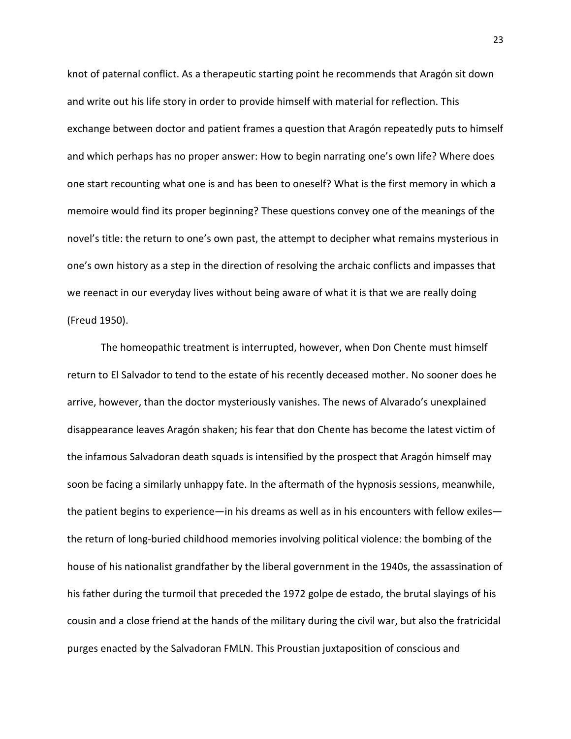knot of paternal conflict. As a therapeutic starting point he recommends that Aragón sit down and write out his life story in order to provide himself with material for reflection. This exchange between doctor and patient frames a question that Aragón repeatedly puts to himself and which perhaps has no proper answer: How to begin narrating one's own life? Where does one start recounting what one is and has been to oneself? What is the first memory in which a memoire would find its proper beginning? These questions convey one of the meanings of the novel's title: the return to one's own past, the attempt to decipher what remains mysterious in one's own history as a step in the direction of resolving the archaic conflicts and impasses that we reenact in our everyday lives without being aware of what it is that we are really doing (Freud 1950).

The homeopathic treatment is interrupted, however, when Don Chente must himself return to El Salvador to tend to the estate of his recently deceased mother. No sooner does he arrive, however, than the doctor mysteriously vanishes. The news of Alvarado's unexplained disappearance leaves Aragón shaken; his fear that don Chente has become the latest victim of the infamous Salvadoran death squads is intensified by the prospect that Aragón himself may soon be facing a similarly unhappy fate. In the aftermath of the hypnosis sessions, meanwhile, the patient begins to experience—in his dreams as well as in his encounters with fellow exiles—the return of long-buried childhood memories involving political violence: the bombing of the house of his nationalist grandfather by the liberal government in the 1940s, the assassination of his father during the turmoil that preceded the 1972 golpe de estado, the brutal slayings of his cousin and a close friend at the hands of the military during the civil war, but also the fratricidal purges enacted by the Salvadoran FMLN. This Proustian juxtaposition of conscious and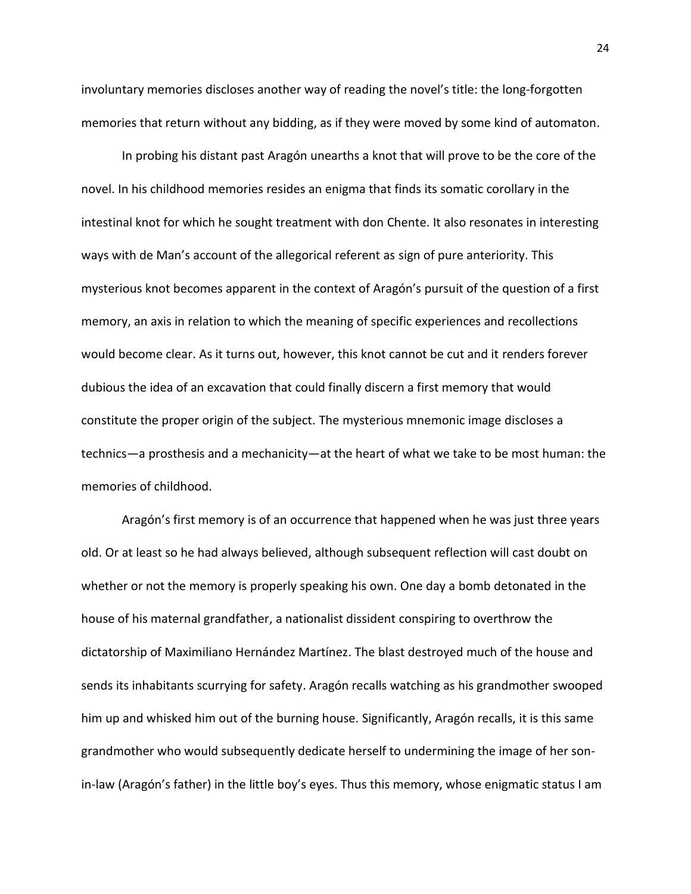involuntary memories discloses another way of reading the novel's title: the long-forgotten memories that return without any bidding, as if they were moved by some kind of automaton.

In probing his distant past Aragón unearths a knot that will prove to be the core of the novel. In his childhood memories resides an enigma that finds its somatic corollary in the intestinal knot for which he sought treatment with don Chente. It also resonates in interesting ways with de Man's account of the allegorical referent as sign of pure anteriority. This mysterious knot becomes apparent in the context of Aragón's pursuit of the question of a first memory, an axis in relation to which the meaning of specific experiences and recollections would become clear. As it turns out, however, this knot cannot be cut and it renders forever dubious the idea of an excavation that could finally discern a first memory that would constitute the proper origin of the subject. The mysterious mnemonic image discloses a technics—a prosthesis and a mechanicity—at the heart of what we take to be most human: the memories of childhood.

Aragón's first memory is of an occurrence that happened when he was just three years old. Or at least so he had always believed, although subsequent reflection will cast doubt on whether or not the memory is properly speaking his own. One day a bomb detonated in the house of his maternal grandfather, a nationalist dissident conspiring to overthrow the dictatorship of Maximiliano Hernández Martínez. The blast destroyed much of the house and sends its inhabitants scurrying for safety. Aragón recalls watching as his grandmother swooped him up and whisked him out of the burning house. Significantly, Aragón recalls, it is this same grandmother who would subsequently dedicate herself to undermining the image of her son-in-law (Aragón's father) in the little boy's eyes. Thus this memory, whose enigmatic status I am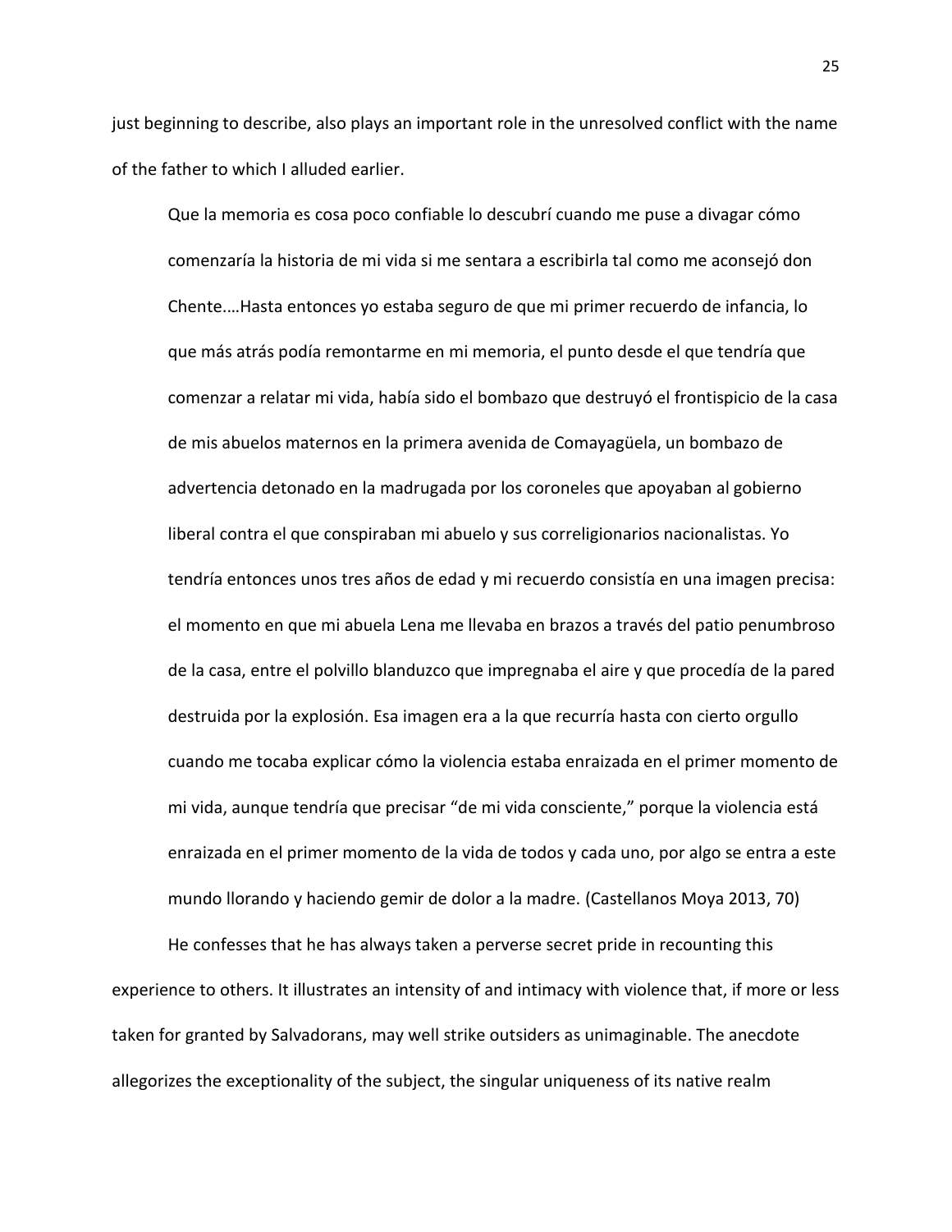just beginning to describe, also plays an important role in the unresolved conflict with the name of the father to which I alluded earlier.

> Que la memoria es cosa poco confiable lo descubrí cuando me puse a divagar cómo comenzaría la historia de mi vida si me sentara a escribirla tal como me aconsejó don Chente.…Hasta entonces yo estaba seguro de que mi primer recuerdo de infancia, lo que más atrás podía remontarme en mi memoria, el punto desde el que tendría que comenzar a relatar mi vida, había sido el bombazo que destruyó el frontispicio de la casa de mis abuelos maternos en la primera avenida de Comayagüela, un bombazo de advertencia detonado en la madrugada por los coroneles que apoyaban al gobierno liberal contra el que conspiraban mi abuelo y sus correligionarios nacionalistas. Yo tendría entonces unos tres años de edad y mi recuerdo consistía en una imagen precisa: el momento en que mi abuela Lena me llevaba en brazos a través del patio penumbroso de la casa, entre el polvillo blanduzco que impregnaba el aire y que procedía de la pared destruida por la explosión. Esa imagen era a la que recurría hasta con cierto orgullo cuando me tocaba explicar cómo la violencia estaba enraizada en el primer momento de mi vida, aunque tendría que precisar "de mi vida consciente," porque la violencia está enraizada en el primer momento de la vida de todos y cada uno, por algo se entra a este mundo llorando y haciendo gemir de dolor a la madre. (Castellanos Moya 2013, 70)

He confesses that he has always taken a perverse secret pride in recounting this experience to others. It illustrates an intensity of and intimacy with violence that, if more or less taken for granted by Salvadorans, may well strike outsiders as unimaginable. The anecdote allegorizes the exceptionality of the subject, the singular uniqueness of its native realm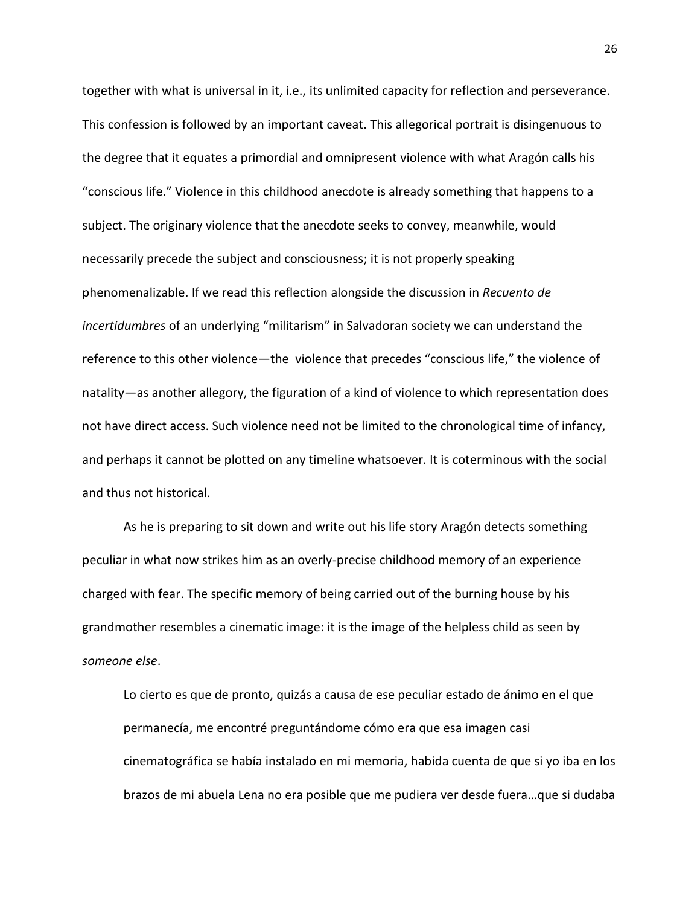together with what is universal in it, i.e., its unlimited capacity for reflection and perseverance. This confession is followed by an important caveat. This allegorical portrait is disingenuous to the degree that it equates a primordial and omnipresent violence with what Aragón calls his "conscious life." Violence in this childhood anecdote is already something that happens to a subject. The originary violence that the anecdote seeks to convey, meanwhile, would necessarily precede the subject and consciousness; it is not properly speaking phenomenalizable. If we read this reflection alongside the discussion in *Recuento de incertidumbres* of an underlying "militarism" in Salvadoran society we can understand the reference to this other violence—the violence that precedes "conscious life," the violence of natality—as another allegory, the figuration of a kind of violence to which representation does not have direct access. Such violence need not be limited to the chronological time of infancy, and perhaps it cannot be plotted on any timeline whatsoever. It is coterminous with the social and thus not historical.

As he is preparing to sit down and write out his life story Aragón detects something peculiar in what now strikes him as an overly-precise childhood memory of an experience charged with fear. The specific memory of being carried out of the burning house by his grandmother resembles a cinematic image: it is the image of the helpless child as seen by *someone else*.

> Lo cierto es que de pronto, quizás a causa de ese peculiar estado de ánimo en el que permanecía, me encontré preguntándome cómo era que esa imagen casi cinematográfica se había instalado en mi memoria, habida cuenta de que si yo iba en los brazos de mi abuela Lena no era posible que me pudiera ver desde fuera…que si dudaba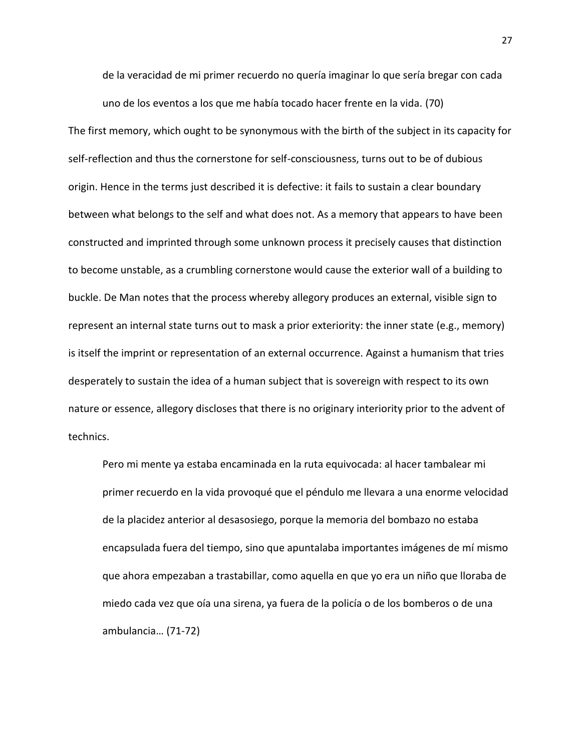> de la veracidad de mi primer recuerdo no quería imaginar lo que sería bregar con cada uno de los eventos a los que me había tocado hacer frente en la vida. (70)

The first memory, which ought to be synonymous with the birth of the subject in its capacity for self-reflection and thus the cornerstone for self-consciousness, turns out to be of dubious origin. Hence in the terms just described it is defective: it fails to sustain a clear boundary between what belongs to the self and what does not. As a memory that appears to have been constructed and imprinted through some unknown process it precisely causes that distinction to become unstable, as a crumbling cornerstone would cause the exterior wall of a building to buckle. De Man notes that the process whereby allegory produces an external, visible sign to represent an internal state turns out to mask a prior exteriority: the inner state (e.g., memory) is itself the imprint or representation of an external occurrence. Against a humanism that tries desperately to sustain the idea of a human subject that is sovereign with respect to its own nature or essence, allegory discloses that there is no originary interiority prior to the advent of technics.

> Pero mi mente ya estaba encaminada en la ruta equivocada: al hacer tambalear mi primer recuerdo en la vida provoqué que el péndulo me llevara a una enorme velocidad de la placidez anterior al desasosiego, porque la memoria del bombazo no estaba encapsulada fuera del tiempo, sino que apuntalaba importantes imágenes de mí mismo que ahora empezaban a trastabillar, como aquella en que yo era un niño que lloraba de miedo cada vez que oía una sirena, ya fuera de la policía o de los bomberos o de una ambulancia… (71-72)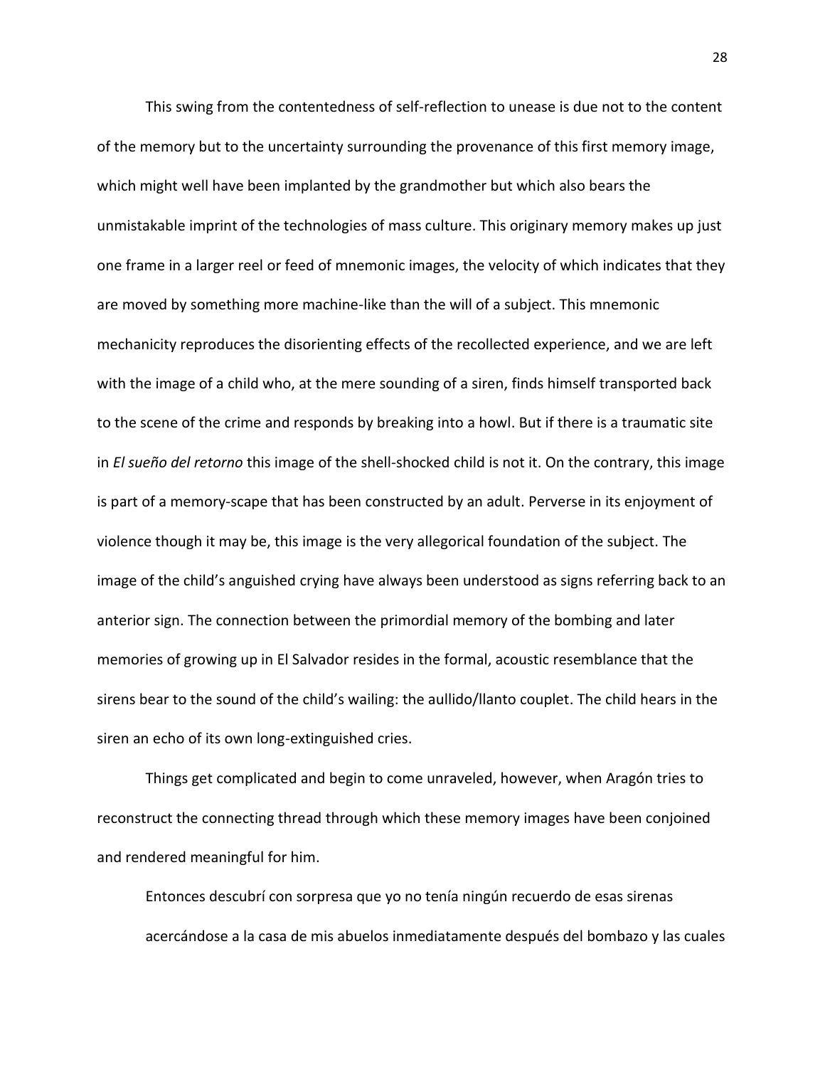This swing from the contentedness of self-reflection to unease is due not to the content of the memory but to the uncertainty surrounding the provenance of this first memory image, which might well have been implanted by the grandmother but which also bears the unmistakable imprint of the technologies of mass culture. This originary memory makes up just one frame in a larger reel or feed of mnemonic images, the velocity of which indicates that they are moved by something more machine-like than the will of a subject. This mnemonic mechanicity reproduces the disorienting effects of the recollected experience, and we are left with the image of a child who, at the mere sounding of a siren, finds himself transported back to the scene of the crime and responds by breaking into a howl. But if there is a traumatic site in *El sueño del retorno* this image of the shell-shocked child is not it. On the contrary, this image is part of a memory-scape that has been constructed by an adult. Perverse in its enjoyment of violence though it may be, this image is the very allegorical foundation of the subject. The image of the child's anguished crying have always been understood as signs referring back to an anterior sign. The connection between the primordial memory of the bombing and later memories of growing up in El Salvador resides in the formal, acoustic resemblance that the sirens bear to the sound of the child's wailing: the aullido/llanto couplet. The child hears in the siren an echo of its own long-extinguished cries.

Things get complicated and begin to come unraveled, however, when Aragón tries to reconstruct the connecting thread through which these memory images have been conjoined and rendered meaningful for him.

> Entonces descubrí con sorpresa que yo no tenía ningún recuerdo de esas sirenas acercándose a la casa de mis abuelos inmediatamente después del bombazo y las cuales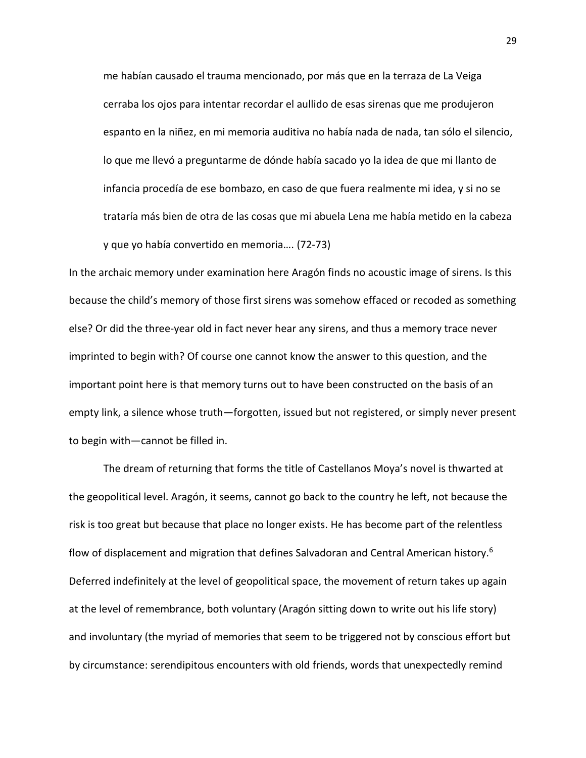> me habían causado el trauma mencionado, por más que en la terraza de La Veiga cerraba los ojos para intentar recordar el aullido de esas sirenas que me produjeron espanto en la niñez, en mi memoria auditiva no había nada de nada, tan sólo el silencio, lo que me llevó a preguntarme de dónde había sacado yo la idea de que mi llanto de infancia procedía de ese bombazo, en caso de que fuera realmente mi idea, y si no se trataría más bien de otra de las cosas que mi abuela Lena me había metido en la cabeza y que yo había convertido en memoria…. (72-73)

In the archaic memory under examination here Aragón finds no acoustic image of sirens. Is this because the child's memory of those first sirens was somehow effaced or recoded as something else? Or did the three-year old in fact never hear any sirens, and thus a memory trace never imprinted to begin with? Of course one cannot know the answer to this question, and the important point here is that memory turns out to have been constructed on the basis of an empty link, a silence whose truth—forgotten, issued but not registered, or simply never present to begin with—cannot be filled in.

The dream of returning that forms the title of Castellanos Moya's novel is thwarted at the geopolitical level. Aragón, it seems, cannot go back to the country he left, not because the risk is too great but because that place no longer exists. He has become part of the relentless flow of displacement and migration that defines Salvadoran and Central American history.[6] Deferred indefinitely at the level of geopolitical space, the movement of return takes up again at the level of remembrance, both voluntary (Aragón sitting down to write out his life story) and involuntary (the myriad of memories that seem to be triggered not by conscious effort but by circumstance: serendipitous encounters with old friends, words that unexpectedly remind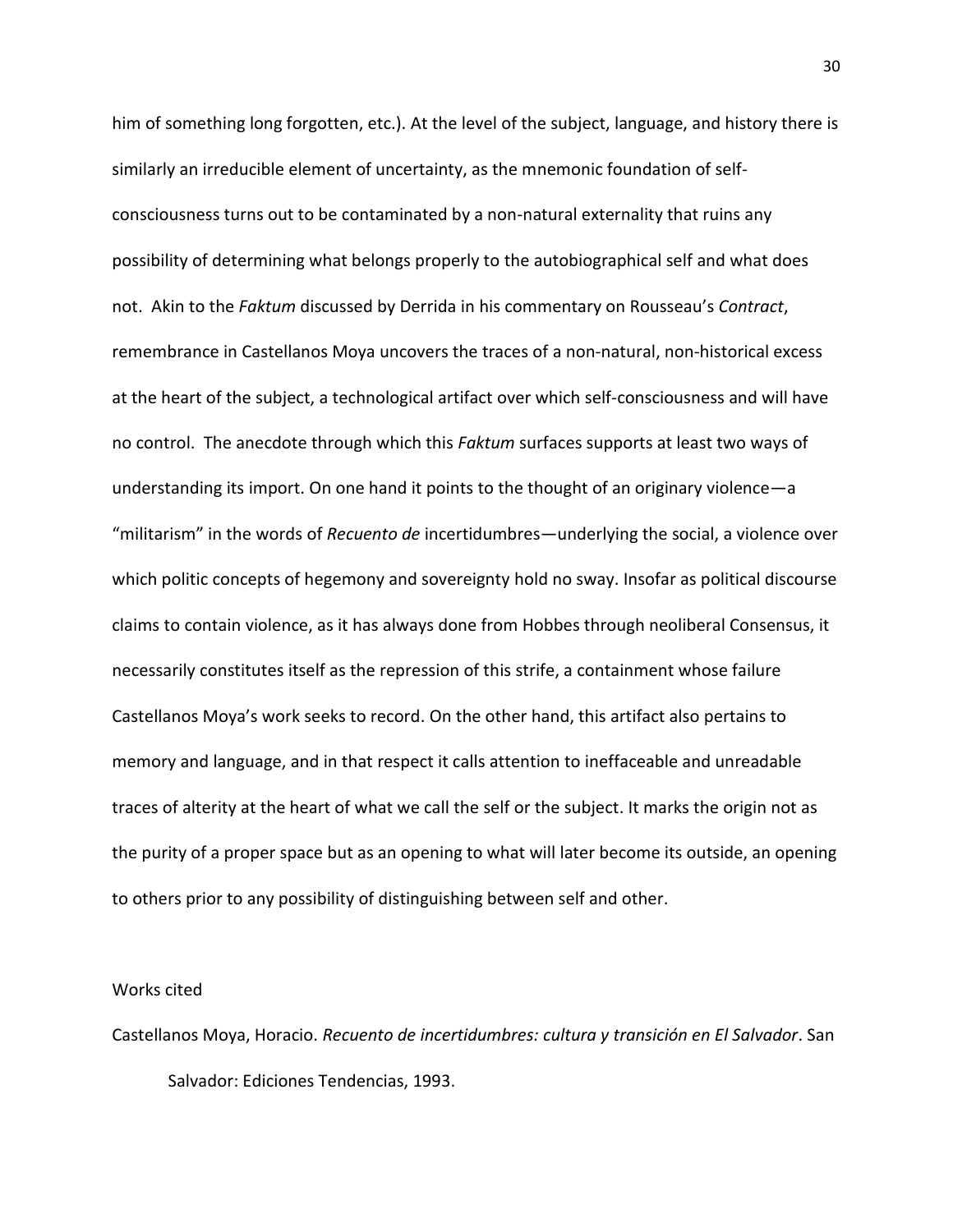him of something long forgotten, etc.). At the level of the subject, language, and history there is similarly an irreducible element of uncertainty, as the mnemonic foundation of self-consciousness turns out to be contaminated by a non-natural externality that ruins any possibility of determining what belongs properly to the autobiographical self and what does not. Akin to the *Faktum* discussed by Derrida in his commentary on Rousseau's *Contract*, remembrance in Castellanos Moya uncovers the traces of a non-natural, non-historical excess at the heart of the subject, a technological artifact over which self-consciousness and will have no control. The anecdote through which this *Faktum* surfaces supports at least two ways of understanding its import. On one hand it points to the thought of an originary violence—a "militarism" in the words of *Recuento de* incertidumbres—underlying the social, a violence over which politic concepts of hegemony and sovereignty hold no sway. Insofar as political discourse claims to contain violence, as it has always done from Hobbes through neoliberal Consensus, it necessarily constitutes itself as the repression of this strife, a containment whose failure Castellanos Moya's work seeks to record. On the other hand, this artifact also pertains to memory and language, and in that respect it calls attention to ineffaceable and unreadable traces of alterity at the heart of what we call the self or the subject. It marks the origin not as the purity of a proper space but as an opening to what will later become its outside, an opening to others prior to any possibility of distinguishing between self and other.

Works cited

Castellanos Moya, Horacio. *Recuento de incertidumbres: cultura y transición en El Salvador*. San Salvador: Ediciones Tendencias, 1993.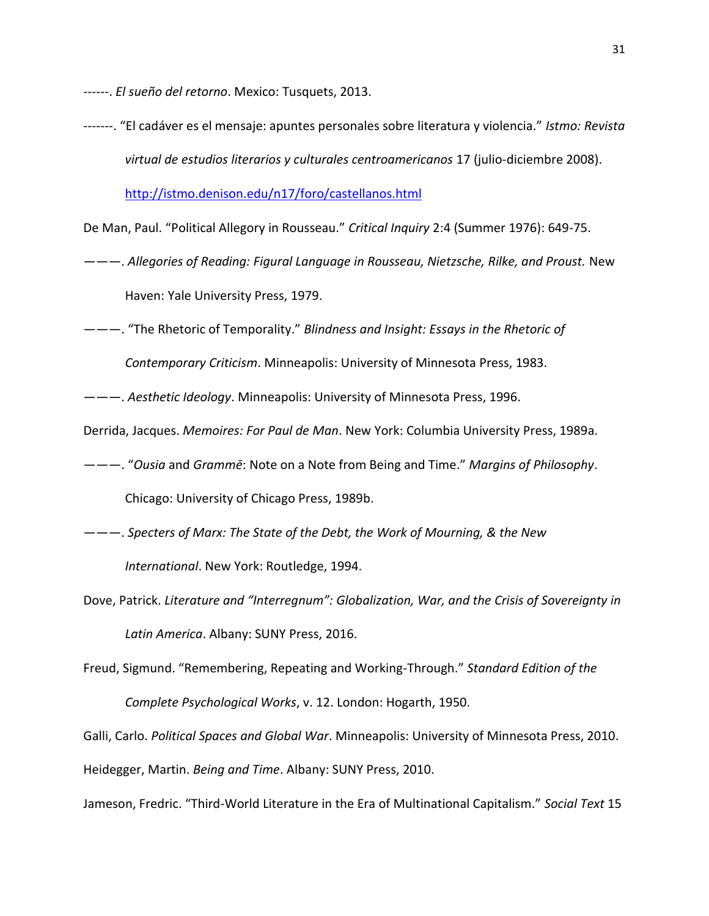------. *El sueño del retorno*. Mexico: Tusquets, 2013.

-------. "El cadáver es el mensaje: apuntes personales sobre literatura y violencia." *Istmo: Revista virtual de estudios literarios y culturales centroamericanos* 17 (julio-diciembre 2008). http://istmo.denison.edu/n17/foro/castellanos.html

De Man, Paul. "Political Allegory in Rousseau." *Critical Inquiry* 2:4 (Summer 1976): 649-75.

———. *Allegories of Reading: Figural Language in Rousseau, Nietzsche, Rilke, and Proust.* New Haven: Yale University Press, 1979.

———. "The Rhetoric of Temporality." *Blindness and Insight: Essays in the Rhetoric of Contemporary Criticism*. Minneapolis: University of Minnesota Press, 1983.

———. *Aesthetic Ideology*. Minneapolis: University of Minnesota Press, 1996.

Derrida, Jacques. *Memoires: For Paul de Man*. New York: Columbia University Press, 1989a.

———. "*Ousia* and *Grammē*: Note on a Note from Being and Time." *Margins of Philosophy*. Chicago: University of Chicago Press, 1989b.

———. *Specters of Marx: The State of the Debt, the Work of Mourning, & the New International*. New York: Routledge, 1994.

Dove, Patrick. *Literature and "Interregnum": Globalization, War, and the Crisis of Sovereignty in Latin America*. Albany: SUNY Press, 2016.

Freud, Sigmund. "Remembering, Repeating and Working-Through." *Standard Edition of the Complete Psychological Works*, v. 12. London: Hogarth, 1950.

Galli, Carlo. *Political Spaces and Global War*. Minneapolis: University of Minnesota Press, 2010.

Heidegger, Martin. *Being and Time*. Albany: SUNY Press, 2010.

Jameson, Fredric. "Third-World Literature in the Era of Multinational Capitalism." *Social Text* 15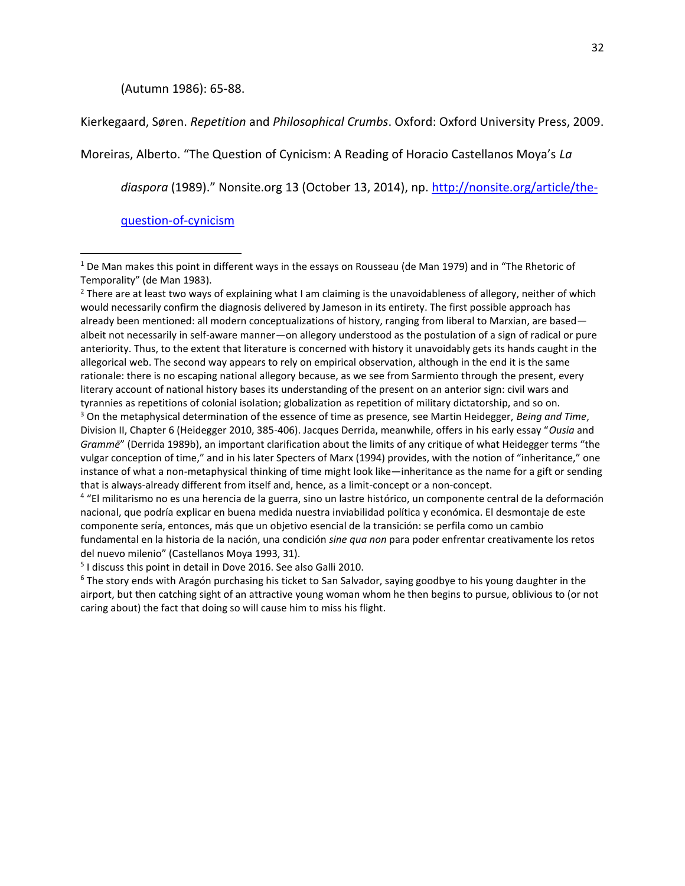(Autumn 1986): 65-88.

Kierkegaard, Søren. *Repetition* and *Philosophical Crumbs*. Oxford: Oxford University Press, 2009.

Moreiras, Alberto. "The Question of Cynicism: A Reading of Horacio Castellanos Moya's *La diaspora* (1989)." Nonsite.org 13 (October 13, 2014), np. http://nonsite.org/article/the-question-of-cynicism

---

[1] De Man makes this point in different ways in the essays on Rousseau (de Man 1979) and in "The Rhetoric of Temporality" (de Man 1983).

[2] There are at least two ways of explaining what I am claiming is the unavoidableness of allegory, neither of which would necessarily confirm the diagnosis delivered by Jameson in its entirety. The first possible approach has already been mentioned: all modern conceptualizations of history, ranging from liberal to Marxian, are based—albeit not necessarily in self-aware manner—on allegory understood as the postulation of a sign of radical or pure anteriority. Thus, to the extent that literature is concerned with history it unavoidably gets its hands caught in the allegorical web. The second way appears to rely on empirical observation, although in the end it is the same rationale: there is no escaping national allegory because, as we see from Sarmiento through the present, every literary account of national history bases its understanding of the present on an anterior sign: civil wars and tyrannies as repetitions of colonial isolation; globalization as repetition of military dictatorship, and so on.

[3] On the metaphysical determination of the essence of time as presence, see Martin Heidegger, *Being and Time*, Division II, Chapter 6 (Heidegger 2010, 385-406). Jacques Derrida, meanwhile, offers in his early essay "*Ousia* and *Grammē*" (Derrida 1989b), an important clarification about the limits of any critique of what Heidegger terms "the vulgar conception of time," and in his later Specters of Marx (1994) provides, with the notion of "inheritance," one instance of what a non-metaphysical thinking of time might look like—inheritance as the name for a gift or sending that is always-already different from itself and, hence, as a limit-concept or a non-concept.

[4] "El militarismo no es una herencia de la guerra, sino un lastre histórico, un componente central de la deformación nacional, que podría explicar en buena medida nuestra inviabilidad política y económica. El desmontaje de este componente sería, entonces, más que un objetivo esencial de la transición: se perfila como un cambio fundamental en la historia de la nación, una condición *sine qua non* para poder enfrentar creativamente los retos del nuevo milenio" (Castellanos Moya 1993, 31).

[5] I discuss this point in detail in Dove 2016. See also Galli 2010.

[6] The story ends with Aragón purchasing his ticket to San Salvador, saying goodbye to his young daughter in the airport, but then catching sight of an attractive young woman whom he then begins to pursue, oblivious to (or not caring about) the fact that doing so will cause him to miss his flight.